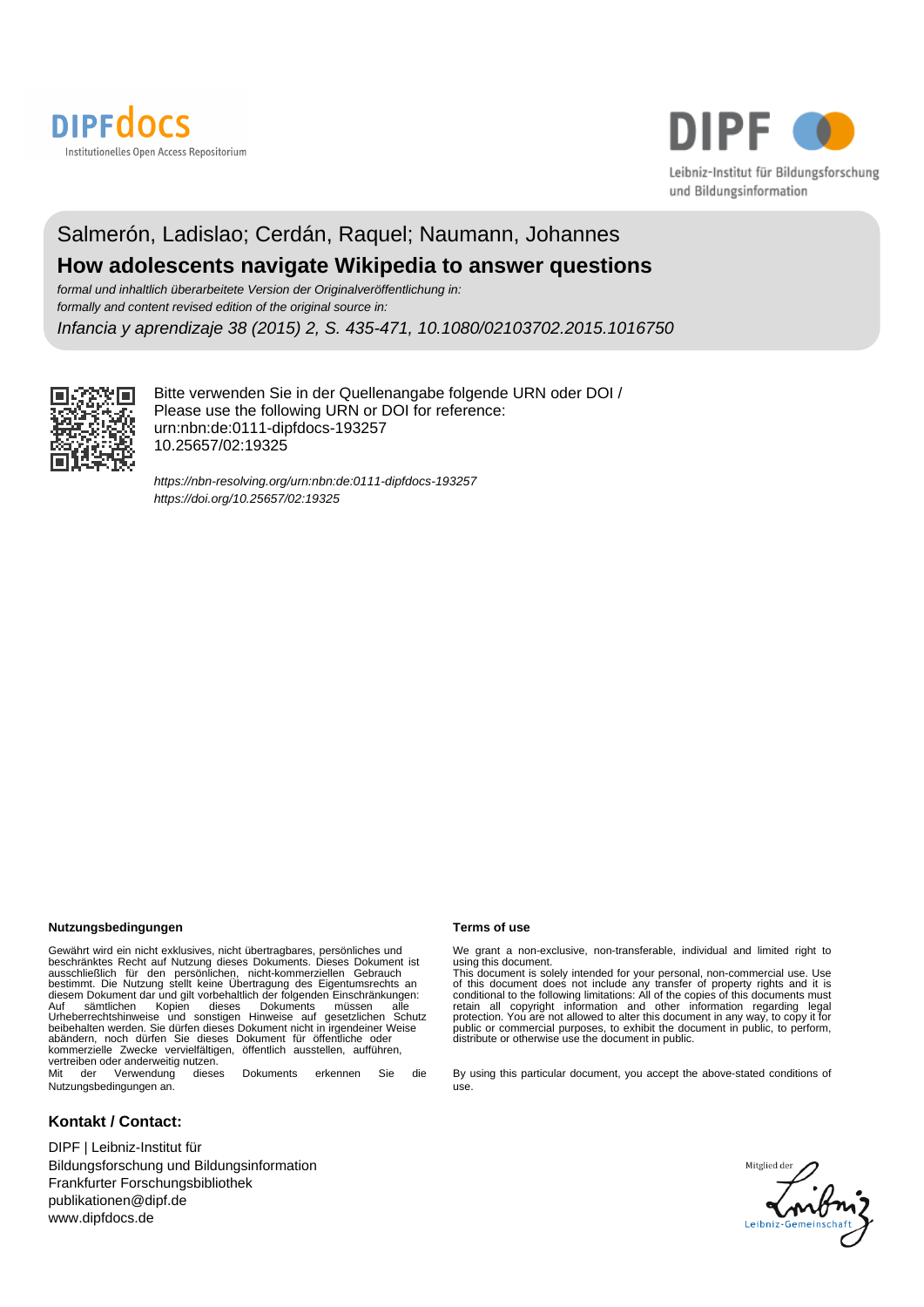Salmerón, Ladislao; Cerdán, Raquel; Naumann, Johannes

# How adolescents navigate Wikipedia to answer questions

*formal und inhaltlich überarbeitete Version der Originalveröffentlichung in:*
*formally and content revised edition of the original source in:*

*Infancia y aprendizaje 38 (2015) 2, S. 435-471, 10.1080/02103702.2015.1016750*

Bitte verwenden Sie in der Quellenangabe folgende URN oder DOI /
Please use the following URN or DOI for reference:
urn:nbn:de:0111-dipfdocs-193257
10.25657/02:19325

*https://nbn-resolving.org/urn:nbn:de:0111-dipfdocs-193257*
*https://doi.org/10.25657/02:19325*

**Nutzungsbedingungen**

Gewährt wird ein nicht exklusives, nicht übertragbares, persönliches und beschränktes Recht auf Nutzung dieses Dokuments. Dieses Dokument ist ausschließlich für den persönlichen, nicht-kommerziellen Gebrauch bestimmt. Die Nutzung stellt keine Übertragung des Eigentumsrechts an diesem Dokument dar und gilt vorbehaltlich der folgenden Einschränkungen: Auf sämtlichen Kopien dieses Dokuments müssen alle Urheberrechtshinweise und sonstigen Hinweise auf gesetzlichen Schutz beibehalten werden. Sie dürfen dieses Dokument nicht in irgendeiner Weise abändern, noch dürfen Sie dieses Dokument für öffentliche oder kommerzielle Zwecke vervielfältigen, öffentlich ausstellen, aufführen, vertreiben oder anderweitig nutzen.
Mit der Verwendung dieses Dokuments erkennen Sie die Nutzungsbedingungen an.

**Terms of use**

We grant a non-exclusive, non-transferable, individual and limited right to using this document.
This document is solely intended for your personal, non-commercial use. Use of this document does not include any transfer of property rights and it is conditional to the following limitations: All of the copies of this documents must retain all copyright information and other information regarding legal protection. You are not allowed to alter this document in any way, to copy it for public or commercial purposes, to exhibit the document in public, to perform, distribute or otherwise use the document in public.

By using this particular document, you accept the above-stated conditions of use.

**Kontakt / Contact:**

DIPF | Leibniz-Institut für
Bildungsforschung und Bildungsinformation
Frankfurter Forschungsbibliothek
publikationen@dipf.de
www.dipfdocs.de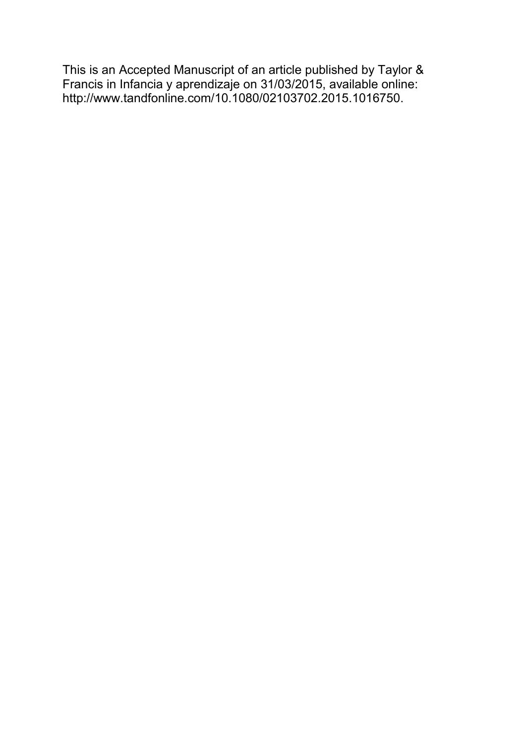This is an Accepted Manuscript of an article published by Taylor & Francis in Infancia y aprendizaje on 31/03/2015, available online: http://www.tandfonline.com/10.1080/02103702.2015.1016750.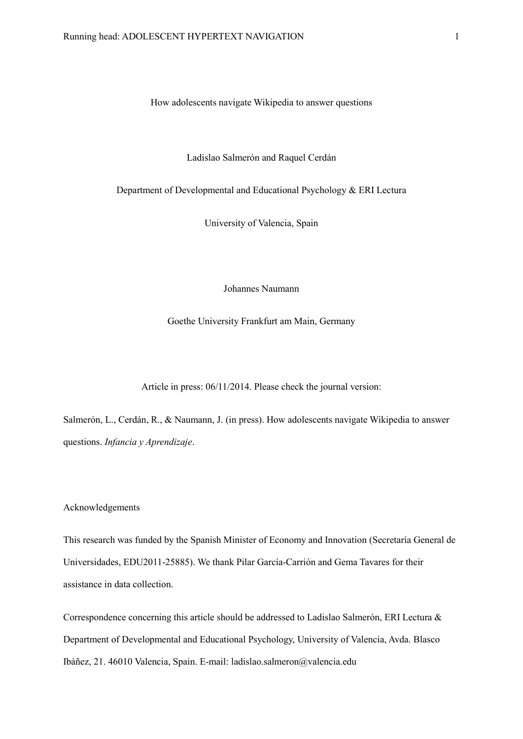How adolescents navigate Wikipedia to answer questions

Ladislao Salmerón and Raquel Cerdán

Department of Developmental and Educational Psychology & ERI Lectura

University of Valencia, Spain

Johannes Naumann

Goethe University Frankfurt am Main, Germany

Article in press: 06/11/2014. Please check the journal version:

Salmerón, L., Cerdán, R., & Naumann, J. (in press). How adolescents navigate Wikipedia to answer questions. *Infancia y Aprendizaje*.

Acknowledgements

This research was funded by the Spanish Minister of Economy and Innovation (Secretaría General de Universidades, EDU2011-25885). We thank Pilar García-Carrión and Gema Tavares for their assistance in data collection.

Correspondence concerning this article should be addressed to Ladislao Salmerón, ERI Lectura & Department of Developmental and Educational Psychology, University of Valencia, Avda. Blasco Ibáñez, 21. 46010 Valencia, Spain. E-mail: ladislao.salmeron@valencia.edu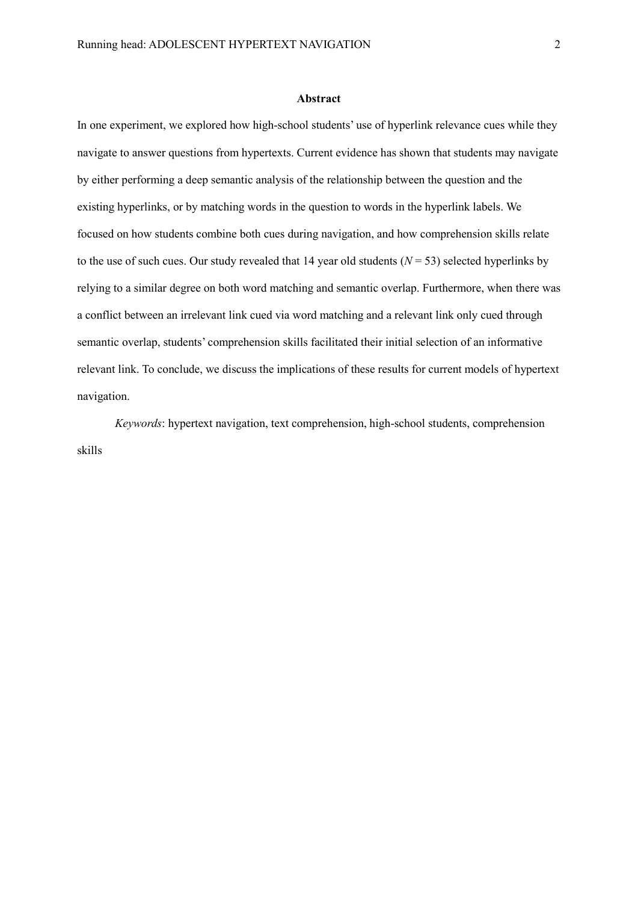## Abstract

In one experiment, we explored how high-school students' use of hyperlink relevance cues while they navigate to answer questions from hypertexts. Current evidence has shown that students may navigate by either performing a deep semantic analysis of the relationship between the question and the existing hyperlinks, or by matching words in the question to words in the hyperlink labels. We focused on how students combine both cues during navigation, and how comprehension skills relate to the use of such cues. Our study revealed that 14 year old students ($N = 53$) selected hyperlinks by relying to a similar degree on both word matching and semantic overlap. Furthermore, when there was a conflict between an irrelevant link cued via word matching and a relevant link only cued through semantic overlap, students' comprehension skills facilitated their initial selection of an informative relevant link. To conclude, we discuss the implications of these results for current models of hypertext navigation.

*Keywords*: hypertext navigation, text comprehension, high-school students, comprehension skills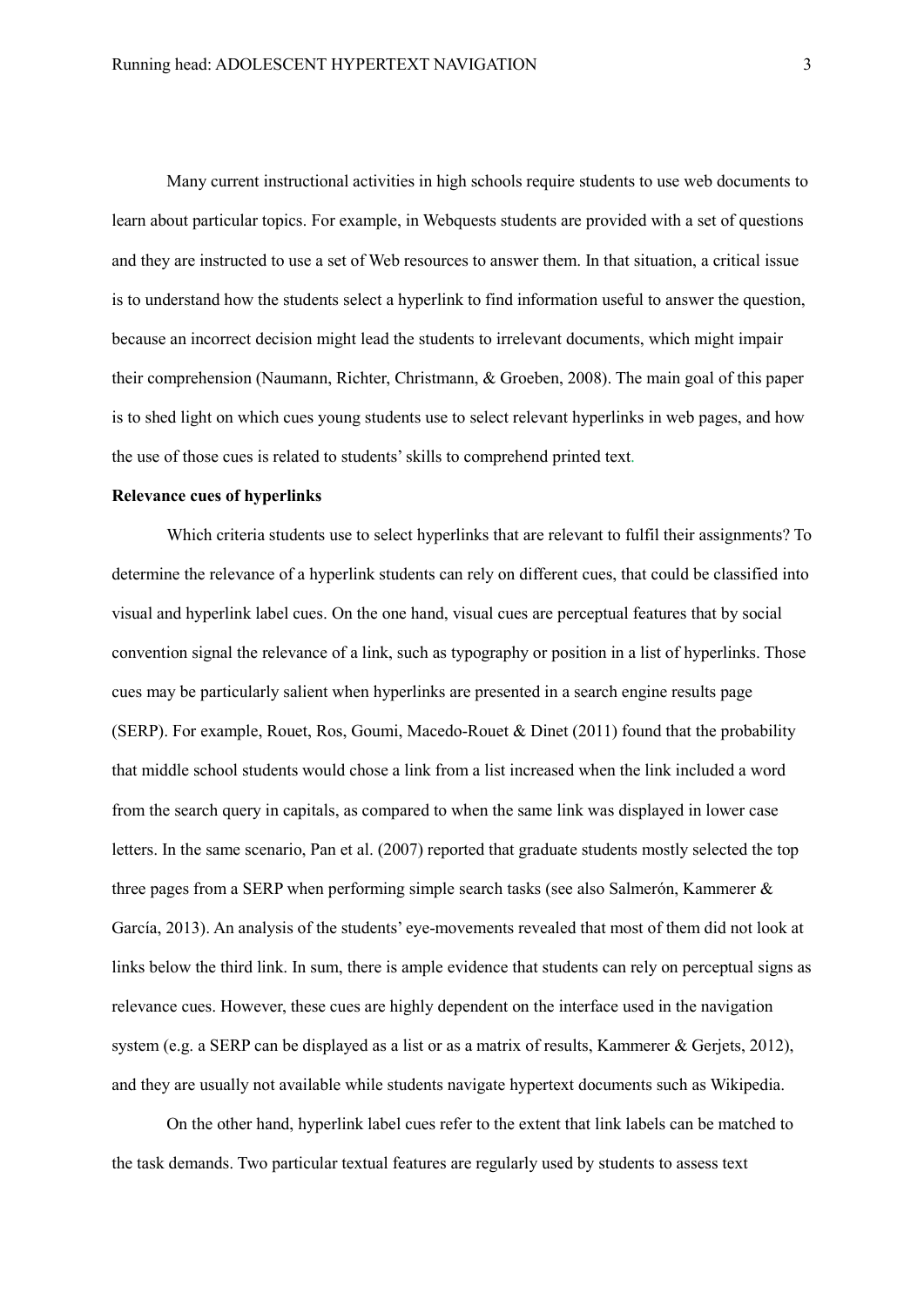Many current instructional activities in high schools require students to use web documents to learn about particular topics. For example, in Webquests students are provided with a set of questions and they are instructed to use a set of Web resources to answer them. In that situation, a critical issue is to understand how the students select a hyperlink to find information useful to answer the question, because an incorrect decision might lead the students to irrelevant documents, which might impair their comprehension (Naumann, Richter, Christmann, & Groeben, 2008). The main goal of this paper is to shed light on which cues young students use to select relevant hyperlinks in web pages, and how the use of those cues is related to students' skills to comprehend printed text.

**Relevance cues of hyperlinks**

Which criteria students use to select hyperlinks that are relevant to fulfil their assignments? To determine the relevance of a hyperlink students can rely on different cues, that could be classified into visual and hyperlink label cues. On the one hand, visual cues are perceptual features that by social convention signal the relevance of a link, such as typography or position in a list of hyperlinks. Those cues may be particularly salient when hyperlinks are presented in a search engine results page (SERP). For example, Rouet, Ros, Goumi, Macedo-Rouet & Dinet (2011) found that the probability that middle school students would chose a link from a list increased when the link included a word from the search query in capitals, as compared to when the same link was displayed in lower case letters. In the same scenario, Pan et al. (2007) reported that graduate students mostly selected the top three pages from a SERP when performing simple search tasks (see also Salmerón, Kammerer & García, 2013). An analysis of the students' eye-movements revealed that most of them did not look at links below the third link. In sum, there is ample evidence that students can rely on perceptual signs as relevance cues. However, these cues are highly dependent on the interface used in the navigation system (e.g. a SERP can be displayed as a list or as a matrix of results, Kammerer & Gerjets, 2012), and they are usually not available while students navigate hypertext documents such as Wikipedia.

On the other hand, hyperlink label cues refer to the extent that link labels can be matched to the task demands. Two particular textual features are regularly used by students to assess text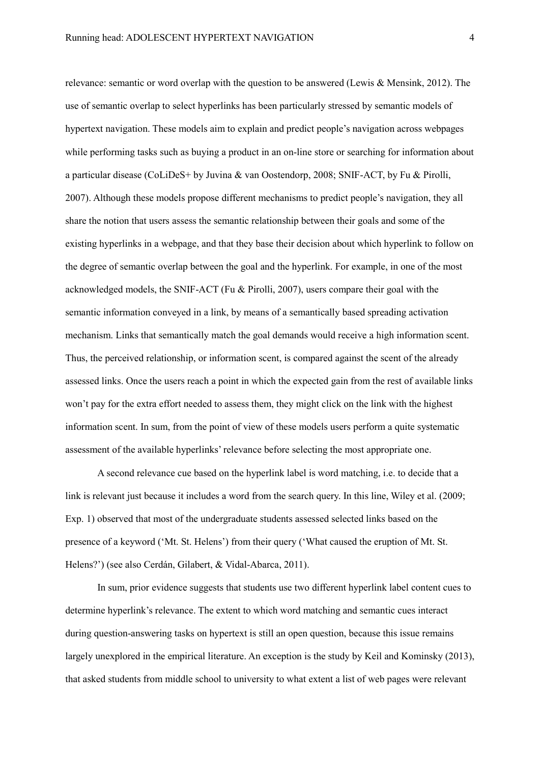relevance: semantic or word overlap with the question to be answered (Lewis & Mensink, 2012). The use of semantic overlap to select hyperlinks has been particularly stressed by semantic models of hypertext navigation. These models aim to explain and predict people's navigation across webpages while performing tasks such as buying a product in an on-line store or searching for information about a particular disease (CoLiDeS+ by Juvina & van Oostendorp, 2008; SNIF-ACT, by Fu & Pirolli, 2007). Although these models propose different mechanisms to predict people's navigation, they all share the notion that users assess the semantic relationship between their goals and some of the existing hyperlinks in a webpage, and that they base their decision about which hyperlink to follow on the degree of semantic overlap between the goal and the hyperlink. For example, in one of the most acknowledged models, the SNIF-ACT (Fu & Pirolli, 2007), users compare their goal with the semantic information conveyed in a link, by means of a semantically based spreading activation mechanism. Links that semantically match the goal demands would receive a high information scent. Thus, the perceived relationship, or information scent, is compared against the scent of the already assessed links. Once the users reach a point in which the expected gain from the rest of available links won't pay for the extra effort needed to assess them, they might click on the link with the highest information scent. In sum, from the point of view of these models users perform a quite systematic assessment of the available hyperlinks' relevance before selecting the most appropriate one.

A second relevance cue based on the hyperlink label is word matching, i.e. to decide that a link is relevant just because it includes a word from the search query. In this line, Wiley et al. (2009; Exp. 1) observed that most of the undergraduate students assessed selected links based on the presence of a keyword ('Mt. St. Helens') from their query ('What caused the eruption of Mt. St. Helens?') (see also Cerdán, Gilabert, & Vidal-Abarca, 2011).

In sum, prior evidence suggests that students use two different hyperlink label content cues to determine hyperlink's relevance. The extent to which word matching and semantic cues interact during question-answering tasks on hypertext is still an open question, because this issue remains largely unexplored in the empirical literature. An exception is the study by Keil and Kominsky (2013), that asked students from middle school to university to what extent a list of web pages were relevant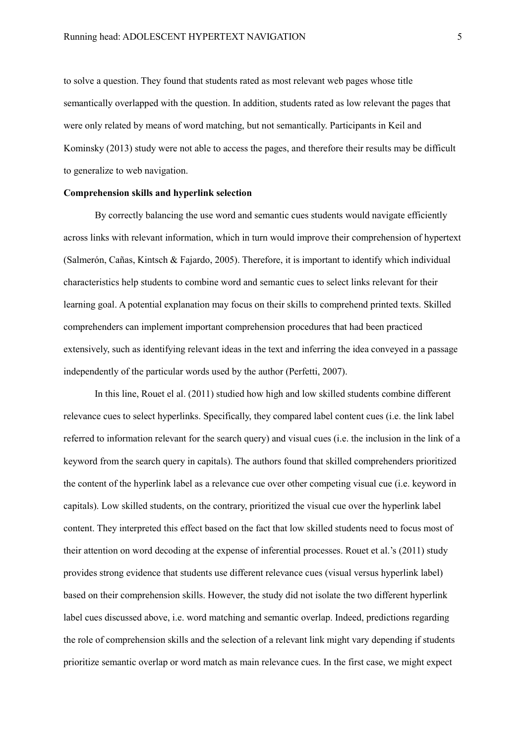to solve a question. They found that students rated as most relevant web pages whose title semantically overlapped with the question. In addition, students rated as low relevant the pages that were only related by means of word matching, but not semantically. Participants in Keil and Kominsky (2013) study were not able to access the pages, and therefore their results may be difficult to generalize to web navigation.

**Comprehension skills and hyperlink selection**

By correctly balancing the use word and semantic cues students would navigate efficiently across links with relevant information, which in turn would improve their comprehension of hypertext (Salmerón, Cañas, Kintsch & Fajardo, 2005). Therefore, it is important to identify which individual characteristics help students to combine word and semantic cues to select links relevant for their learning goal. A potential explanation may focus on their skills to comprehend printed texts. Skilled comprehenders can implement important comprehension procedures that had been practiced extensively, such as identifying relevant ideas in the text and inferring the idea conveyed in a passage independently of the particular words used by the author (Perfetti, 2007).

In this line, Rouet el al. (2011) studied how high and low skilled students combine different relevance cues to select hyperlinks. Specifically, they compared label content cues (i.e. the link label referred to information relevant for the search query) and visual cues (i.e. the inclusion in the link of a keyword from the search query in capitals). The authors found that skilled comprehenders prioritized the content of the hyperlink label as a relevance cue over other competing visual cue (i.e. keyword in capitals). Low skilled students, on the contrary, prioritized the visual cue over the hyperlink label content. They interpreted this effect based on the fact that low skilled students need to focus most of their attention on word decoding at the expense of inferential processes. Rouet et al.'s (2011) study provides strong evidence that students use different relevance cues (visual versus hyperlink label) based on their comprehension skills. However, the study did not isolate the two different hyperlink label cues discussed above, i.e. word matching and semantic overlap. Indeed, predictions regarding the role of comprehension skills and the selection of a relevant link might vary depending if students prioritize semantic overlap or word match as main relevance cues. In the first case, we might expect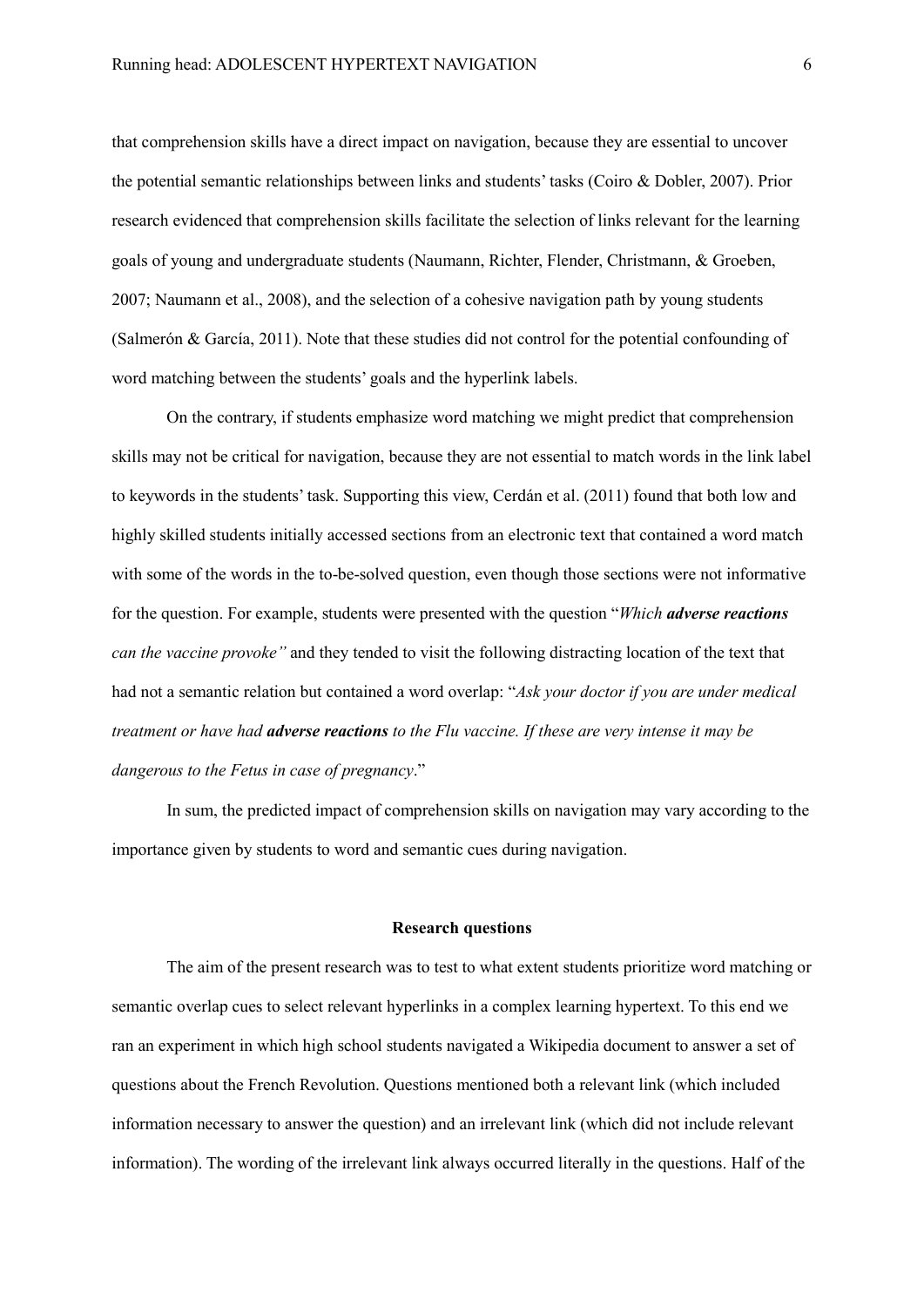that comprehension skills have a direct impact on navigation, because they are essential to uncover the potential semantic relationships between links and students' tasks (Coiro & Dobler, 2007). Prior research evidenced that comprehension skills facilitate the selection of links relevant for the learning goals of young and undergraduate students (Naumann, Richter, Flender, Christmann, & Groeben, 2007; Naumann et al., 2008), and the selection of a cohesive navigation path by young students (Salmerón & García, 2011). Note that these studies did not control for the potential confounding of word matching between the students' goals and the hyperlink labels.

On the contrary, if students emphasize word matching we might predict that comprehension skills may not be critical for navigation, because they are not essential to match words in the link label to keywords in the students' task. Supporting this view, Cerdán et al. (2011) found that both low and highly skilled students initially accessed sections from an electronic text that contained a word match with some of the words in the to-be-solved question, even though those sections were not informative for the question. For example, students were presented with the question "*Which **adverse reactions** can the vaccine provoke"* and they tended to visit the following distracting location of the text that had not a semantic relation but contained a word overlap: "*Ask your doctor if you are under medical treatment or have had **adverse reactions** to the Flu vaccine. If these are very intense it may be dangerous to the Fetus in case of pregnancy*."

In sum, the predicted impact of comprehension skills on navigation may vary according to the importance given by students to word and semantic cues during navigation.

## Research questions

The aim of the present research was to test to what extent students prioritize word matching or semantic overlap cues to select relevant hyperlinks in a complex learning hypertext. To this end we ran an experiment in which high school students navigated a Wikipedia document to answer a set of questions about the French Revolution. Questions mentioned both a relevant link (which included information necessary to answer the question) and an irrelevant link (which did not include relevant information). The wording of the irrelevant link always occurred literally in the questions. Half of the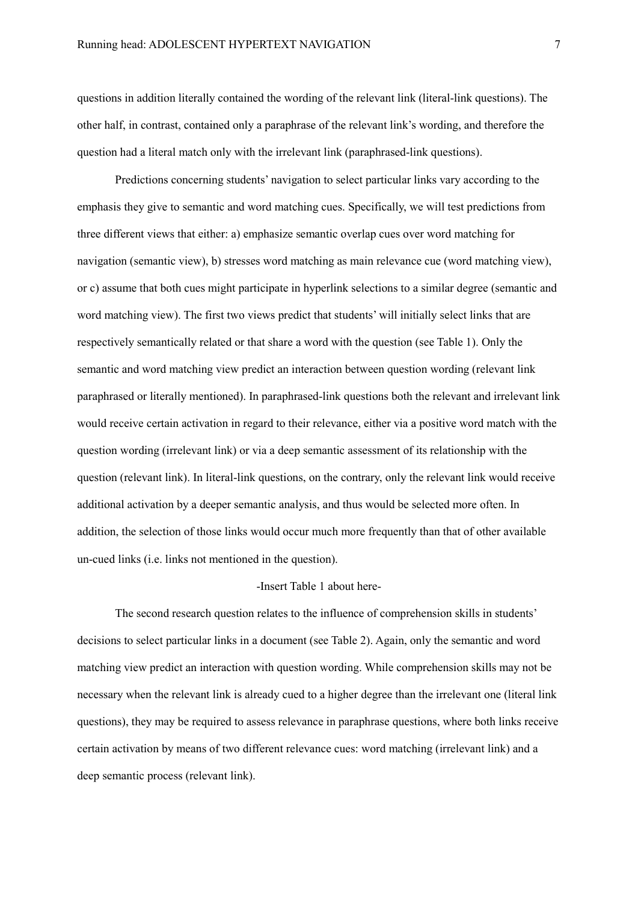questions in addition literally contained the wording of the relevant link (literal-link questions). The other half, in contrast, contained only a paraphrase of the relevant link's wording, and therefore the question had a literal match only with the irrelevant link (paraphrased-link questions).

Predictions concerning students' navigation to select particular links vary according to the emphasis they give to semantic and word matching cues. Specifically, we will test predictions from three different views that either: a) emphasize semantic overlap cues over word matching for navigation (semantic view), b) stresses word matching as main relevance cue (word matching view), or c) assume that both cues might participate in hyperlink selections to a similar degree (semantic and word matching view). The first two views predict that students' will initially select links that are respectively semantically related or that share a word with the question (see Table 1). Only the semantic and word matching view predict an interaction between question wording (relevant link paraphrased or literally mentioned). In paraphrased-link questions both the relevant and irrelevant link would receive certain activation in regard to their relevance, either via a positive word match with the question wording (irrelevant link) or via a deep semantic assessment of its relationship with the question (relevant link). In literal-link questions, on the contrary, only the relevant link would receive additional activation by a deeper semantic analysis, and thus would be selected more often. In addition, the selection of those links would occur much more frequently than that of other available un-cued links (i.e. links not mentioned in the question).

-Insert Table 1 about here-

The second research question relates to the influence of comprehension skills in students' decisions to select particular links in a document (see Table 2). Again, only the semantic and word matching view predict an interaction with question wording. While comprehension skills may not be necessary when the relevant link is already cued to a higher degree than the irrelevant one (literal link questions), they may be required to assess relevance in paraphrase questions, where both links receive certain activation by means of two different relevance cues: word matching (irrelevant link) and a deep semantic process (relevant link).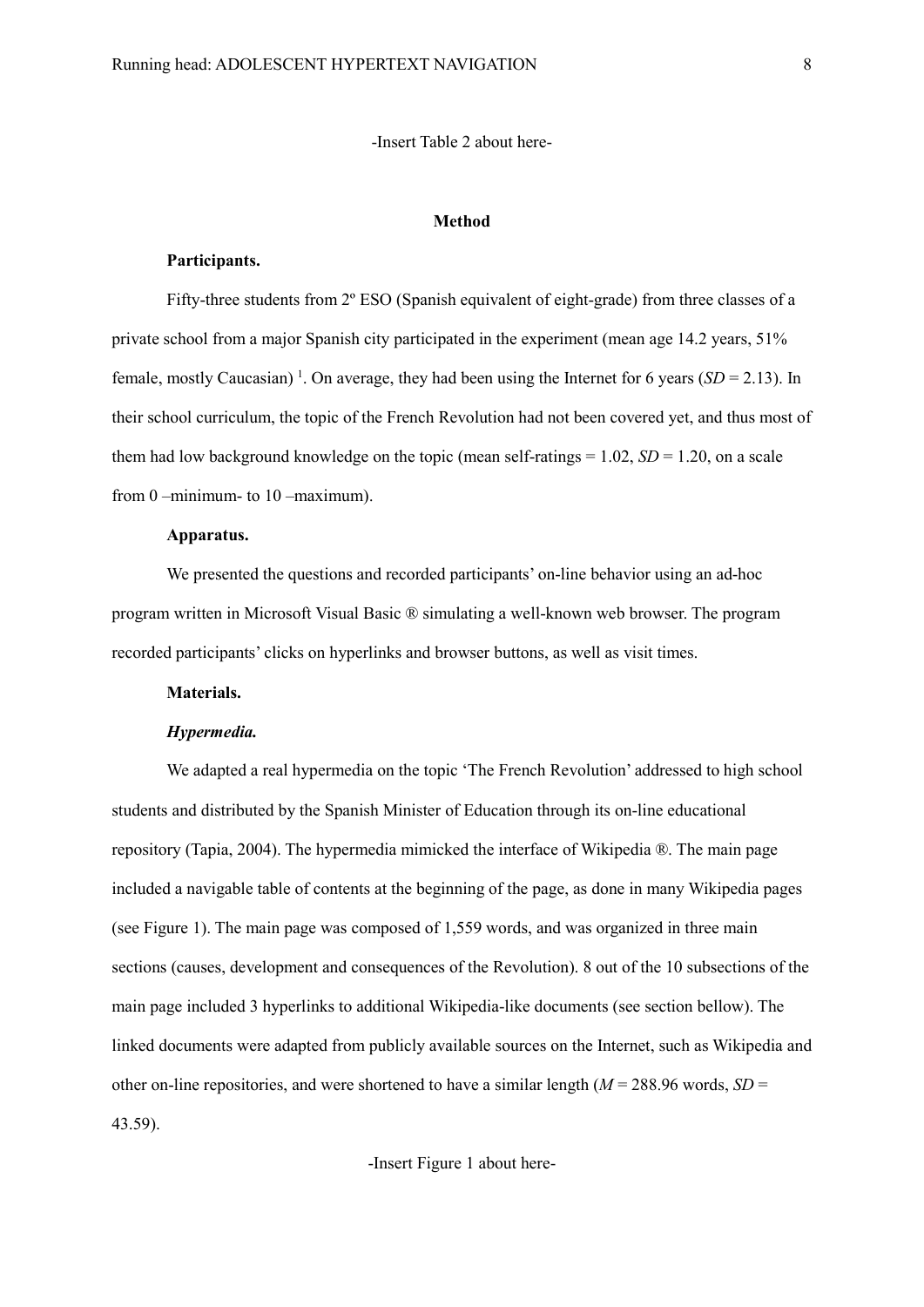-Insert Table 2 about here-

## Method

### Participants.

Fifty-three students from 2º ESO (Spanish equivalent of eight-grade) from three classes of a private school from a major Spanish city participated in the experiment (mean age 14.2 years, 51% female, mostly Caucasian) [1]. On average, they had been using the Internet for 6 years (*SD* = 2.13). In their school curriculum, the topic of the French Revolution had not been covered yet, and thus most of them had low background knowledge on the topic (mean self-ratings = 1.02, *SD* = 1.20, on a scale from 0 –minimum- to 10 –maximum).

### Apparatus.

We presented the questions and recorded participants' on-line behavior using an ad-hoc program written in Microsoft Visual Basic ® simulating a well-known web browser. The program recorded participants' clicks on hyperlinks and browser buttons, as well as visit times.

### Materials.

#### *Hypermedia.*

We adapted a real hypermedia on the topic 'The French Revolution' addressed to high school students and distributed by the Spanish Minister of Education through its on-line educational repository (Tapia, 2004). The hypermedia mimicked the interface of Wikipedia ®. The main page included a navigable table of contents at the beginning of the page, as done in many Wikipedia pages (see Figure 1). The main page was composed of 1,559 words, and was organized in three main sections (causes, development and consequences of the Revolution). 8 out of the 10 subsections of the main page included 3 hyperlinks to additional Wikipedia-like documents (see section bellow). The linked documents were adapted from publicly available sources on the Internet, such as Wikipedia and other on-line repositories, and were shortened to have a similar length (*M* = 288.96 words, *SD* = 43.59).

-Insert Figure 1 about here-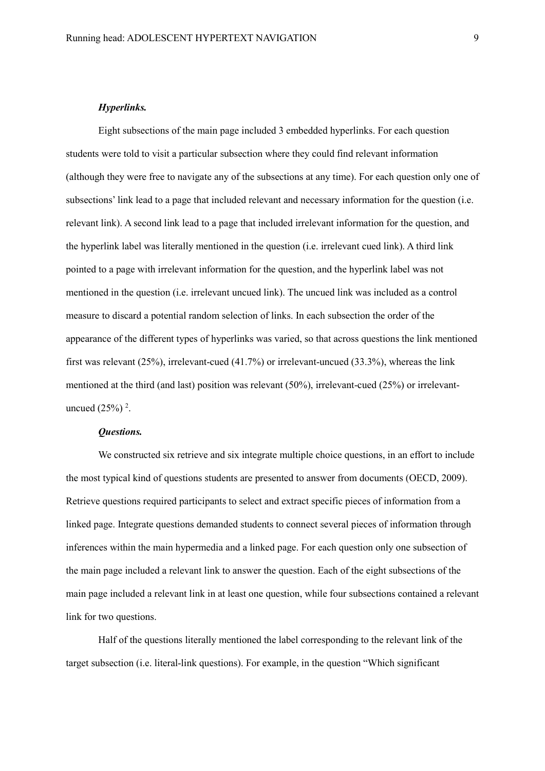***Hyperlinks.***

Eight subsections of the main page included 3 embedded hyperlinks. For each question students were told to visit a particular subsection where they could find relevant information (although they were free to navigate any of the subsections at any time). For each question only one of subsections' link lead to a page that included relevant and necessary information for the question (i.e. relevant link). A second link lead to a page that included irrelevant information for the question, and the hyperlink label was literally mentioned in the question (i.e. irrelevant cued link). A third link pointed to a page with irrelevant information for the question, and the hyperlink label was not mentioned in the question (i.e. irrelevant uncued link). The uncued link was included as a control measure to discard a potential random selection of links. In each subsection the order of the appearance of the different types of hyperlinks was varied, so that across questions the link mentioned first was relevant (25%), irrelevant-cued (41.7%) or irrelevant-uncued (33.3%), whereas the link mentioned at the third (and last) position was relevant (50%), irrelevant-cued (25%) or irrelevant-uncued (25%) [2].

***Questions.***

We constructed six retrieve and six integrate multiple choice questions, in an effort to include the most typical kind of questions students are presented to answer from documents (OECD, 2009). Retrieve questions required participants to select and extract specific pieces of information from a linked page. Integrate questions demanded students to connect several pieces of information through inferences within the main hypermedia and a linked page. For each question only one subsection of the main page included a relevant link to answer the question. Each of the eight subsections of the main page included a relevant link in at least one question, while four subsections contained a relevant link for two questions.

Half of the questions literally mentioned the label corresponding to the relevant link of the target subsection (i.e. literal-link questions). For example, in the question "Which significant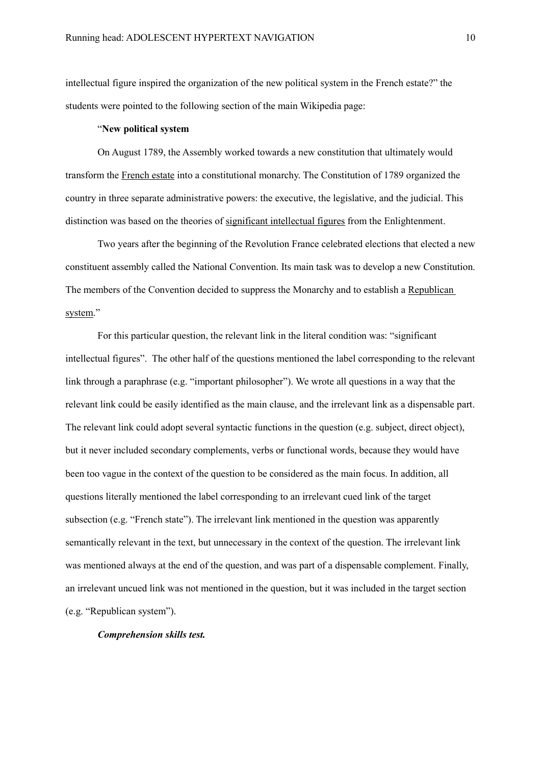intellectual figure inspired the organization of the new political system in the French estate?" the students were pointed to the following section of the main Wikipedia page:

"**New political system**

On August 1789, the Assembly worked towards a new constitution that ultimately would transform the French estate into a constitutional monarchy. The Constitution of 1789 organized the country in three separate administrative powers: the executive, the legislative, and the judicial. This distinction was based on the theories of significant intellectual figures from the Enlightenment.

Two years after the beginning of the Revolution France celebrated elections that elected a new constituent assembly called the National Convention. Its main task was to develop a new Constitution. The members of the Convention decided to suppress the Monarchy and to establish a Republican system."

For this particular question, the relevant link in the literal condition was: "significant intellectual figures". The other half of the questions mentioned the label corresponding to the relevant link through a paraphrase (e.g. "important philosopher"). We wrote all questions in a way that the relevant link could be easily identified as the main clause, and the irrelevant link as a dispensable part. The relevant link could adopt several syntactic functions in the question (e.g. subject, direct object), but it never included secondary complements, verbs or functional words, because they would have been too vague in the context of the question to be considered as the main focus. In addition, all questions literally mentioned the label corresponding to an irrelevant cued link of the target subsection (e.g. "French state"). The irrelevant link mentioned in the question was apparently semantically relevant in the text, but unnecessary in the context of the question. The irrelevant link was mentioned always at the end of the question, and was part of a dispensable complement. Finally, an irrelevant uncued link was not mentioned in the question, but it was included in the target section (e.g. "Republican system").

***Comprehension skills test.***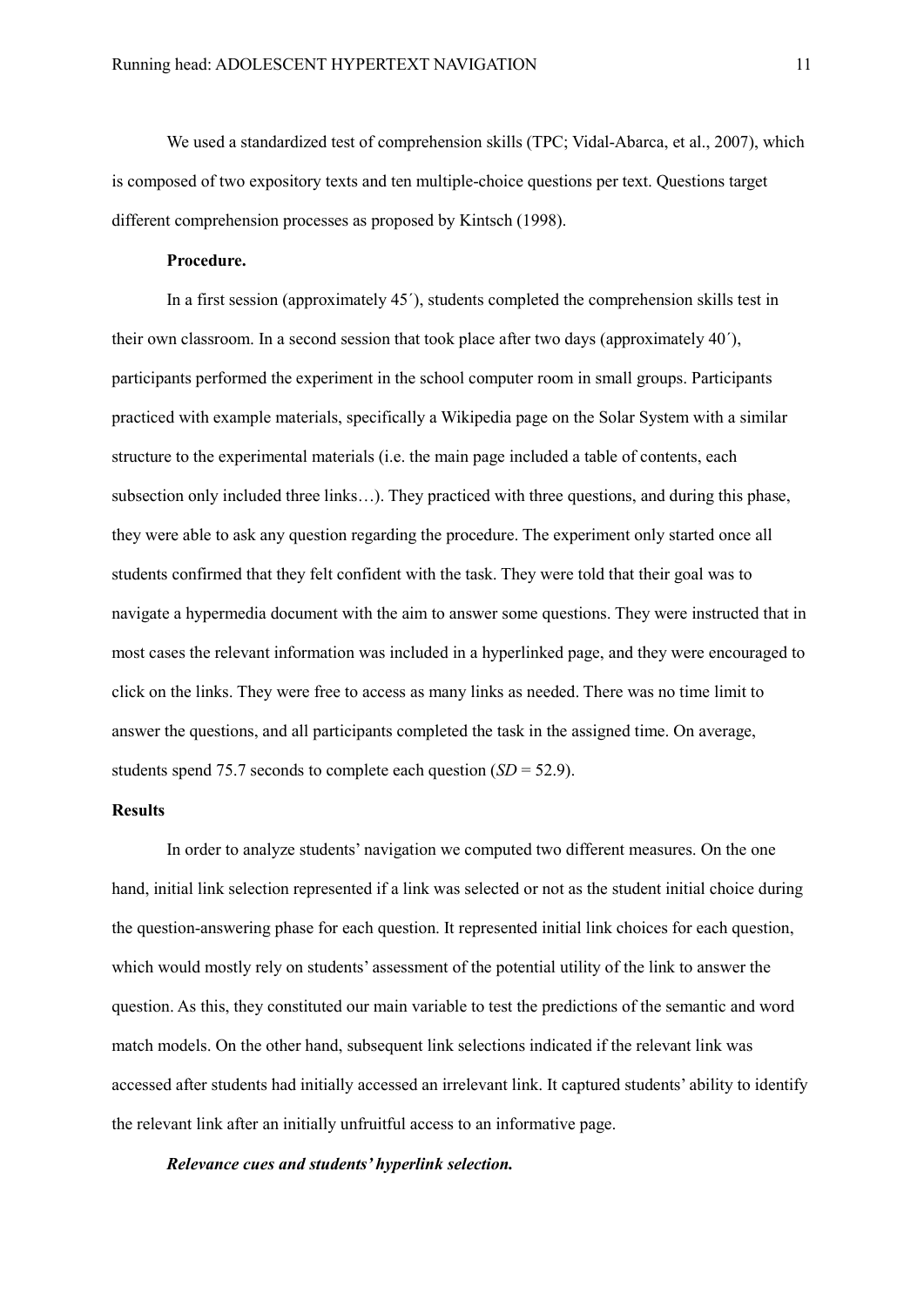We used a standardized test of comprehension skills (TPC; Vidal-Abarca, et al., 2007), which is composed of two expository texts and ten multiple-choice questions per text. Questions target different comprehension processes as proposed by Kintsch (1998).

**Procedure.**

In a first session (approximately 45´), students completed the comprehension skills test in their own classroom. In a second session that took place after two days (approximately 40´), participants performed the experiment in the school computer room in small groups. Participants practiced with example materials, specifically a Wikipedia page on the Solar System with a similar structure to the experimental materials (i.e. the main page included a table of contents, each subsection only included three links…). They practiced with three questions, and during this phase, they were able to ask any question regarding the procedure. The experiment only started once all students confirmed that they felt confident with the task. They were told that their goal was to navigate a hypermedia document with the aim to answer some questions. They were instructed that in most cases the relevant information was included in a hyperlinked page, and they were encouraged to click on the links. They were free to access as many links as needed. There was no time limit to answer the questions, and all participants completed the task in the assigned time. On average, students spend 75.7 seconds to complete each question ($SD$ = 52.9).

## Results

In order to analyze students' navigation we computed two different measures. On the one hand, initial link selection represented if a link was selected or not as the student initial choice during the question-answering phase for each question. It represented initial link choices for each question, which would mostly rely on students' assessment of the potential utility of the link to answer the question. As this, they constituted our main variable to test the predictions of the semantic and word match models. On the other hand, subsequent link selections indicated if the relevant link was accessed after students had initially accessed an irrelevant link. It captured students' ability to identify the relevant link after an initially unfruitful access to an informative page.

***Relevance cues and students' hyperlink selection.***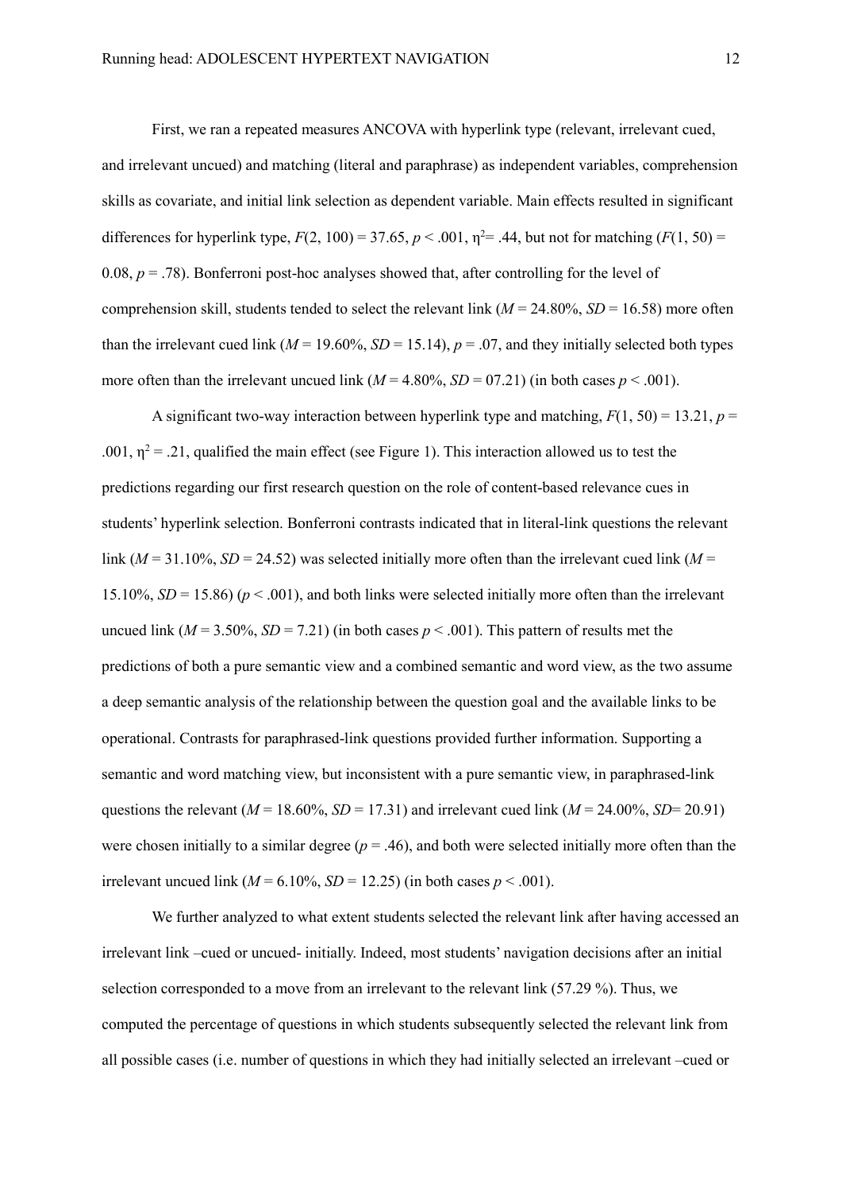First, we ran a repeated measures ANCOVA with hyperlink type (relevant, irrelevant cued, and irrelevant uncued) and matching (literal and paraphrase) as independent variables, comprehension skills as covariate, and initial link selection as dependent variable. Main effects resulted in significant differences for hyperlink type, $F(2, 100) = 37.65$, $p < .001$, $\eta^2 = .44$, but not for matching ($F(1, 50) = 0.08$, $p = .78$). Bonferroni post-hoc analyses showed that, after controlling for the level of comprehension skill, students tended to select the relevant link ($M = 24.80\%$, $SD = 16.58$) more often than the irrelevant cued link ($M = 19.60\%$, $SD = 15.14$), $p = .07$, and they initially selected both types more often than the irrelevant uncued link ($M = 4.80\%$, $SD = 07.21$) (in both cases $p < .001$).

A significant two-way interaction between hyperlink type and matching, $F(1, 50) = 13.21$, $p = .001$, $\eta^2 = .21$, qualified the main effect (see Figure 1). This interaction allowed us to test the predictions regarding our first research question on the role of content-based relevance cues in students' hyperlink selection. Bonferroni contrasts indicated that in literal-link questions the relevant link ($M = 31.10\%$, $SD = 24.52$) was selected initially more often than the irrelevant cued link ($M = 15.10\%$, $SD = 15.86$) ($p < .001$), and both links were selected initially more often than the irrelevant uncued link ($M = 3.50\%$, $SD = 7.21$) (in both cases $p < .001$). This pattern of results met the predictions of both a pure semantic view and a combined semantic and word view, as the two assume a deep semantic analysis of the relationship between the question goal and the available links to be operational. Contrasts for paraphrased-link questions provided further information. Supporting a semantic and word matching view, but inconsistent with a pure semantic view, in paraphrased-link questions the relevant ($M = 18.60\%$, $SD = 17.31$) and irrelevant cued link ($M = 24.00\%$, $SD = 20.91$) were chosen initially to a similar degree ($p = .46$), and both were selected initially more often than the irrelevant uncued link ($M = 6.10\%$, $SD = 12.25$) (in both cases $p < .001$).

We further analyzed to what extent students selected the relevant link after having accessed an irrelevant link –cued or uncued- initially. Indeed, most students' navigation decisions after an initial selection corresponded to a move from an irrelevant to the relevant link (57.29 %). Thus, we computed the percentage of questions in which students subsequently selected the relevant link from all possible cases (i.e. number of questions in which they had initially selected an irrelevant –cued or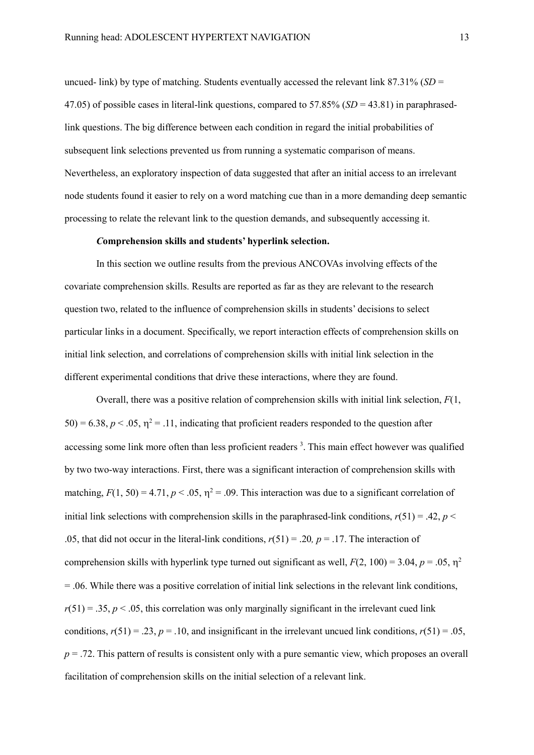uncued- link) by type of matching. Students eventually accessed the relevant link 87.31% (*SD* = 47.05) of possible cases in literal-link questions, compared to 57.85% (*SD* = 43.81) in paraphrased-link questions. The big difference between each condition in regard the initial probabilities of subsequent link selections prevented us from running a systematic comparison of means. Nevertheless, an exploratory inspection of data suggested that after an initial access to an irrelevant node students found it easier to rely on a word matching cue than in a more demanding deep semantic processing to relate the relevant link to the question demands, and subsequently accessing it.

***C*omprehension skills and students' hyperlink selection.**

In this section we outline results from the previous ANCOVAs involving effects of the covariate comprehension skills. Results are reported as far as they are relevant to the research question two, related to the influence of comprehension skills in students' decisions to select particular links in a document. Specifically, we report interaction effects of comprehension skills on initial link selection, and correlations of comprehension skills with initial link selection in the different experimental conditions that drive these interactions, where they are found.

Overall, there was a positive relation of comprehension skills with initial link selection, $F(1, 50) = 6.38$, $p < .05$, $\eta^2 = .11$, indicating that proficient readers responded to the question after accessing some link more often than less proficient readers [3]. This main effect however was qualified by two two-way interactions. First, there was a significant interaction of comprehension skills with matching, $F(1, 50) = 4.71$, $p < .05$, $\eta^2 = .09$. This interaction was due to a significant correlation of initial link selections with comprehension skills in the paraphrased-link conditions, $r(51) = .42$, $p < .05$, that did not occur in the literal-link conditions, $r(51) = .20$, $p = .17$. The interaction of comprehension skills with hyperlink type turned out significant as well, $F(2, 100) = 3.04$, $p = .05$, $\eta^2 = .06$. While there was a positive correlation of initial link selections in the relevant link conditions, $r(51) = .35$, $p < .05$, this correlation was only marginally significant in the irrelevant cued link conditions, $r(51) = .23$, $p = .10$, and insignificant in the irrelevant uncued link conditions, $r(51) = .05$, $p = .72$. This pattern of results is consistent only with a pure semantic view, which proposes an overall facilitation of comprehension skills on the initial selection of a relevant link.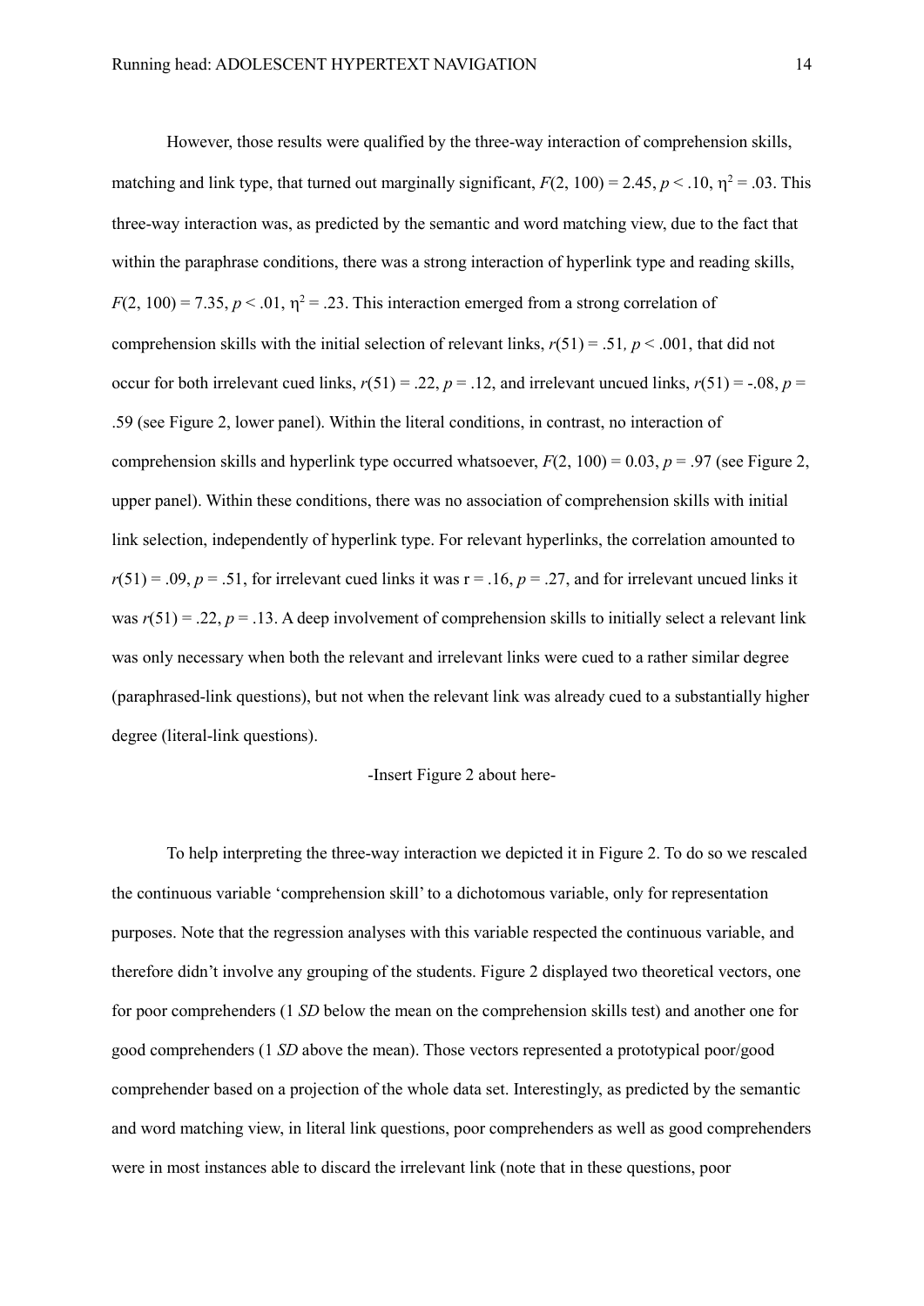However, those results were qualified by the three-way interaction of comprehension skills, matching and link type, that turned out marginally significant, $F(2, 100) = 2.45$, $p < .10$, $\eta^2 = .03$. This three-way interaction was, as predicted by the semantic and word matching view, due to the fact that within the paraphrase conditions, there was a strong interaction of hyperlink type and reading skills, $F(2, 100) = 7.35$, $p < .01$, $\eta^2 = .23$. This interaction emerged from a strong correlation of comprehension skills with the initial selection of relevant links, $r(51) = .51$, $p < .001$, that did not occur for both irrelevant cued links, $r(51) = .22$, $p = .12$, and irrelevant uncued links, $r(51) = -.08$, $p = .59$ (see Figure 2, lower panel). Within the literal conditions, in contrast, no interaction of comprehension skills and hyperlink type occurred whatsoever, $F(2, 100) = 0.03$, $p = .97$ (see Figure 2, upper panel). Within these conditions, there was no association of comprehension skills with initial link selection, independently of hyperlink type. For relevant hyperlinks, the correlation amounted to $r(51) = .09$, $p = .51$, for irrelevant cued links it was $r = .16$, $p = .27$, and for irrelevant uncued links it was $r(51) = .22$, $p = .13$. A deep involvement of comprehension skills to initially select a relevant link was only necessary when both the relevant and irrelevant links were cued to a rather similar degree (paraphrased-link questions), but not when the relevant link was already cued to a substantially higher degree (literal-link questions).

-Insert Figure 2 about here-

To help interpreting the three-way interaction we depicted it in Figure 2. To do so we rescaled the continuous variable 'comprehension skill' to a dichotomous variable, only for representation purposes. Note that the regression analyses with this variable respected the continuous variable, and therefore didn't involve any grouping of the students. Figure 2 displayed two theoretical vectors, one for poor comprehenders (1 *SD* below the mean on the comprehension skills test) and another one for good comprehenders (1 *SD* above the mean). Those vectors represented a prototypical poor/good comprehender based on a projection of the whole data set. Interestingly, as predicted by the semantic and word matching view, in literal link questions, poor comprehenders as well as good comprehenders were in most instances able to discard the irrelevant link (note that in these questions, poor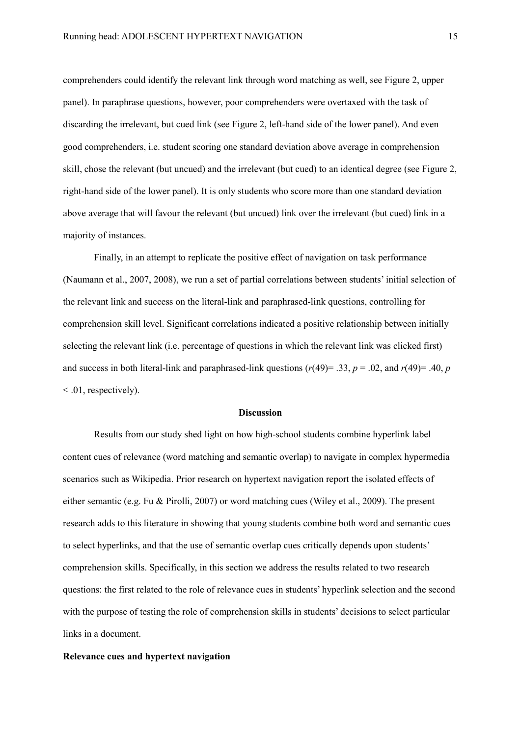comprehenders could identify the relevant link through word matching as well, see Figure 2, upper panel). In paraphrase questions, however, poor comprehenders were overtaxed with the task of discarding the irrelevant, but cued link (see Figure 2, left-hand side of the lower panel). And even good comprehenders, i.e. student scoring one standard deviation above average in comprehension skill, chose the relevant (but uncued) and the irrelevant (but cued) to an identical degree (see Figure 2, right-hand side of the lower panel). It is only students who score more than one standard deviation above average that will favour the relevant (but uncued) link over the irrelevant (but cued) link in a majority of instances.

Finally, in an attempt to replicate the positive effect of navigation on task performance (Naumann et al., 2007, 2008), we run a set of partial correlations between students' initial selection of the relevant link and success on the literal-link and paraphrased-link questions, controlling for comprehension skill level. Significant correlations indicated a positive relationship between initially selecting the relevant link (i.e. percentage of questions in which the relevant link was clicked first) and success in both literal-link and paraphrased-link questions ($r(49) = .33$, $p = .02$, and $r(49) = .40$, $p < .01$, respectively).

## Discussion

Results from our study shed light on how high-school students combine hyperlink label content cues of relevance (word matching and semantic overlap) to navigate in complex hypermedia scenarios such as Wikipedia. Prior research on hypertext navigation report the isolated effects of either semantic (e.g. Fu & Pirolli, 2007) or word matching cues (Wiley et al., 2009). The present research adds to this literature in showing that young students combine both word and semantic cues to select hyperlinks, and that the use of semantic overlap cues critically depends upon students' comprehension skills. Specifically, in this section we address the results related to two research questions: the first related to the role of relevance cues in students' hyperlink selection and the second with the purpose of testing the role of comprehension skills in students' decisions to select particular links in a document.

### Relevance cues and hypertext navigation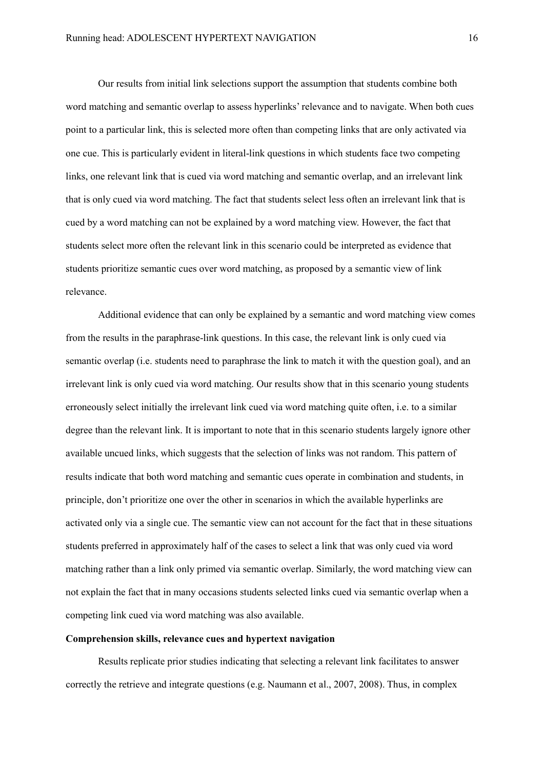Our results from initial link selections support the assumption that students combine both word matching and semantic overlap to assess hyperlinks' relevance and to navigate. When both cues point to a particular link, this is selected more often than competing links that are only activated via one cue. This is particularly evident in literal-link questions in which students face two competing links, one relevant link that is cued via word matching and semantic overlap, and an irrelevant link that is only cued via word matching. The fact that students select less often an irrelevant link that is cued by a word matching can not be explained by a word matching view. However, the fact that students select more often the relevant link in this scenario could be interpreted as evidence that students prioritize semantic cues over word matching, as proposed by a semantic view of link relevance.

Additional evidence that can only be explained by a semantic and word matching view comes from the results in the paraphrase-link questions. In this case, the relevant link is only cued via semantic overlap (i.e. students need to paraphrase the link to match it with the question goal), and an irrelevant link is only cued via word matching. Our results show that in this scenario young students erroneously select initially the irrelevant link cued via word matching quite often, i.e. to a similar degree than the relevant link. It is important to note that in this scenario students largely ignore other available uncued links, which suggests that the selection of links was not random. This pattern of results indicate that both word matching and semantic cues operate in combination and students, in principle, don't prioritize one over the other in scenarios in which the available hyperlinks are activated only via a single cue. The semantic view can not account for the fact that in these situations students preferred in approximately half of the cases to select a link that was only cued via word matching rather than a link only primed via semantic overlap. Similarly, the word matching view can not explain the fact that in many occasions students selected links cued via semantic overlap when a competing link cued via word matching was also available.

**Comprehension skills, relevance cues and hypertext navigation**

Results replicate prior studies indicating that selecting a relevant link facilitates to answer correctly the retrieve and integrate questions (e.g. Naumann et al., 2007, 2008). Thus, in complex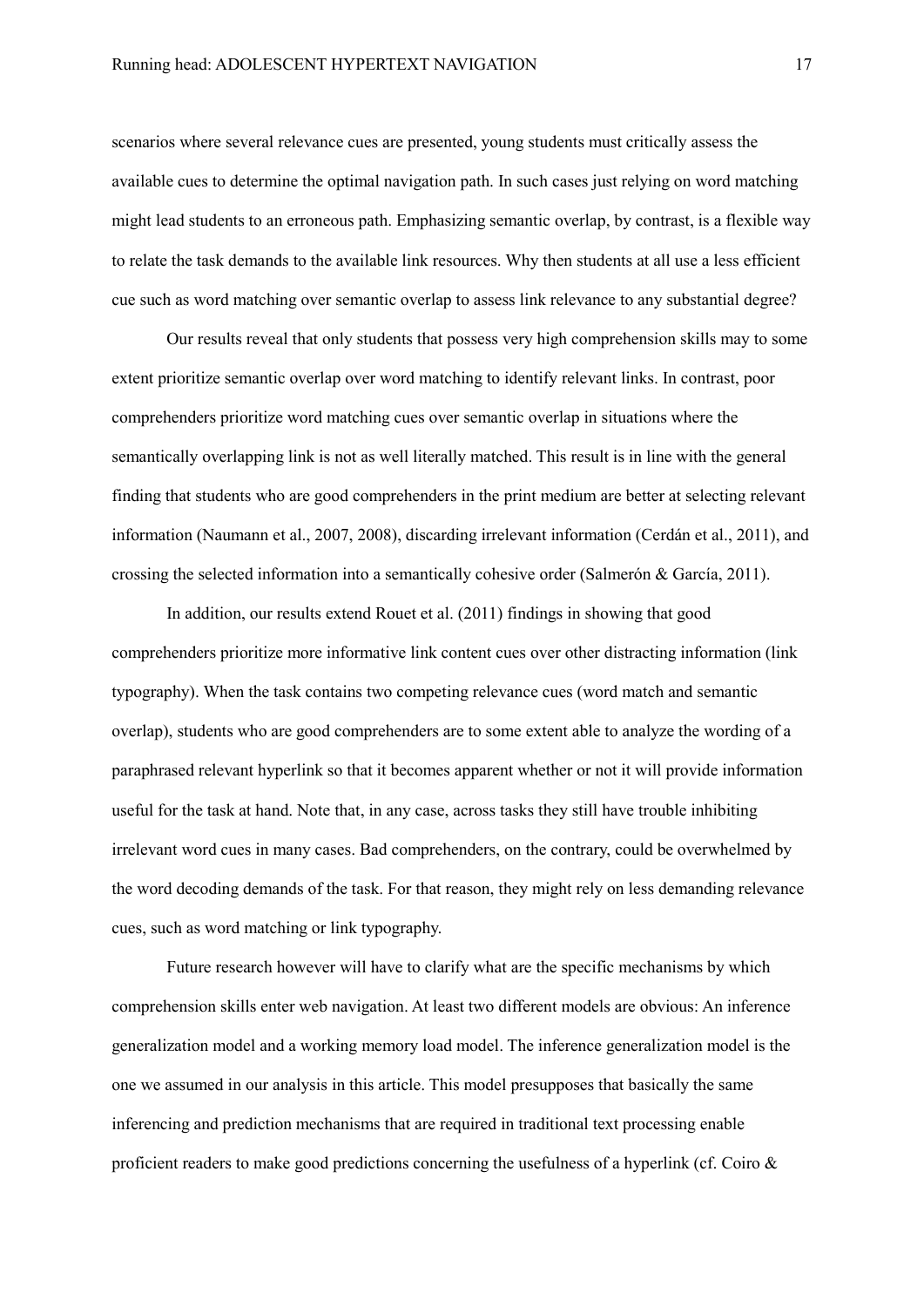scenarios where several relevance cues are presented, young students must critically assess the available cues to determine the optimal navigation path. In such cases just relying on word matching might lead students to an erroneous path. Emphasizing semantic overlap, by contrast, is a flexible way to relate the task demands to the available link resources. Why then students at all use a less efficient cue such as word matching over semantic overlap to assess link relevance to any substantial degree?

Our results reveal that only students that possess very high comprehension skills may to some extent prioritize semantic overlap over word matching to identify relevant links. In contrast, poor comprehenders prioritize word matching cues over semantic overlap in situations where the semantically overlapping link is not as well literally matched. This result is in line with the general finding that students who are good comprehenders in the print medium are better at selecting relevant information (Naumann et al., 2007, 2008), discarding irrelevant information (Cerdán et al., 2011), and crossing the selected information into a semantically cohesive order (Salmerón & García, 2011).

In addition, our results extend Rouet et al. (2011) findings in showing that good comprehenders prioritize more informative link content cues over other distracting information (link typography). When the task contains two competing relevance cues (word match and semantic overlap), students who are good comprehenders are to some extent able to analyze the wording of a paraphrased relevant hyperlink so that it becomes apparent whether or not it will provide information useful for the task at hand. Note that, in any case, across tasks they still have trouble inhibiting irrelevant word cues in many cases. Bad comprehenders, on the contrary, could be overwhelmed by the word decoding demands of the task. For that reason, they might rely on less demanding relevance cues, such as word matching or link typography.

Future research however will have to clarify what are the specific mechanisms by which comprehension skills enter web navigation. At least two different models are obvious: An inference generalization model and a working memory load model. The inference generalization model is the one we assumed in our analysis in this article. This model presupposes that basically the same inferencing and prediction mechanisms that are required in traditional text processing enable proficient readers to make good predictions concerning the usefulness of a hyperlink (cf. Coiro &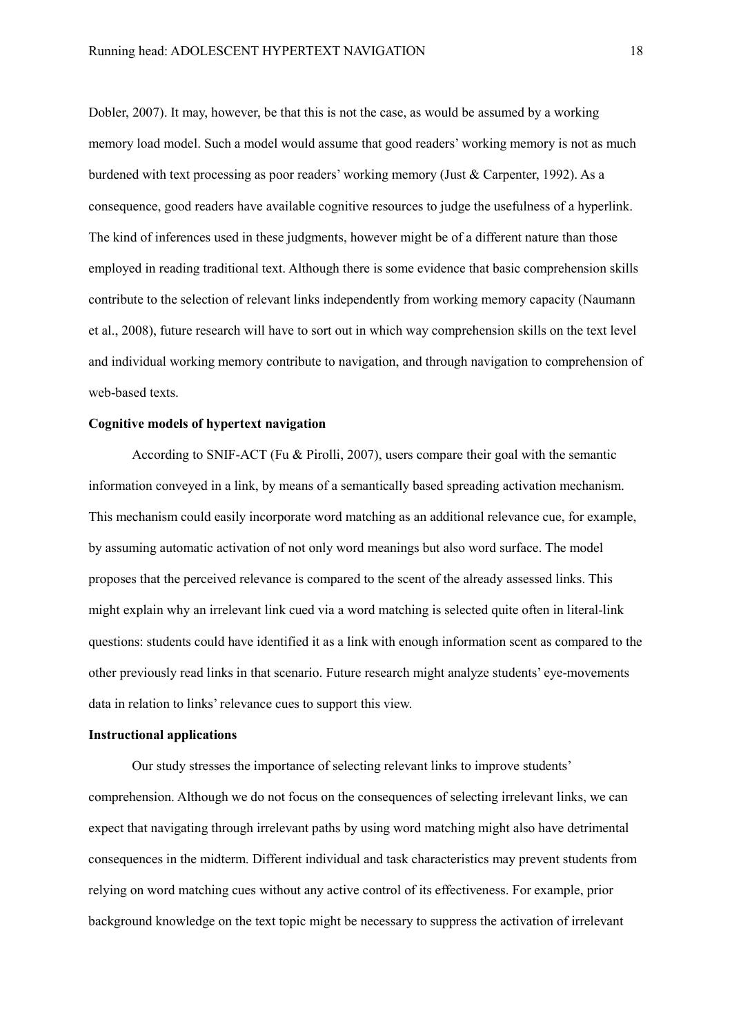Dobler, 2007). It may, however, be that this is not the case, as would be assumed by a working memory load model. Such a model would assume that good readers' working memory is not as much burdened with text processing as poor readers' working memory (Just & Carpenter, 1992). As a consequence, good readers have available cognitive resources to judge the usefulness of a hyperlink. The kind of inferences used in these judgments, however might be of a different nature than those employed in reading traditional text. Although there is some evidence that basic comprehension skills contribute to the selection of relevant links independently from working memory capacity (Naumann et al., 2008), future research will have to sort out in which way comprehension skills on the text level and individual working memory contribute to navigation, and through navigation to comprehension of web-based texts.

**Cognitive models of hypertext navigation**

According to SNIF-ACT (Fu & Pirolli, 2007), users compare their goal with the semantic information conveyed in a link, by means of a semantically based spreading activation mechanism. This mechanism could easily incorporate word matching as an additional relevance cue, for example, by assuming automatic activation of not only word meanings but also word surface. The model proposes that the perceived relevance is compared to the scent of the already assessed links. This might explain why an irrelevant link cued via a word matching is selected quite often in literal-link questions: students could have identified it as a link with enough information scent as compared to the other previously read links in that scenario. Future research might analyze students' eye-movements data in relation to links' relevance cues to support this view.

**Instructional applications**

Our study stresses the importance of selecting relevant links to improve students' comprehension. Although we do not focus on the consequences of selecting irrelevant links, we can expect that navigating through irrelevant paths by using word matching might also have detrimental consequences in the midterm. Different individual and task characteristics may prevent students from relying on word matching cues without any active control of its effectiveness. For example, prior background knowledge on the text topic might be necessary to suppress the activation of irrelevant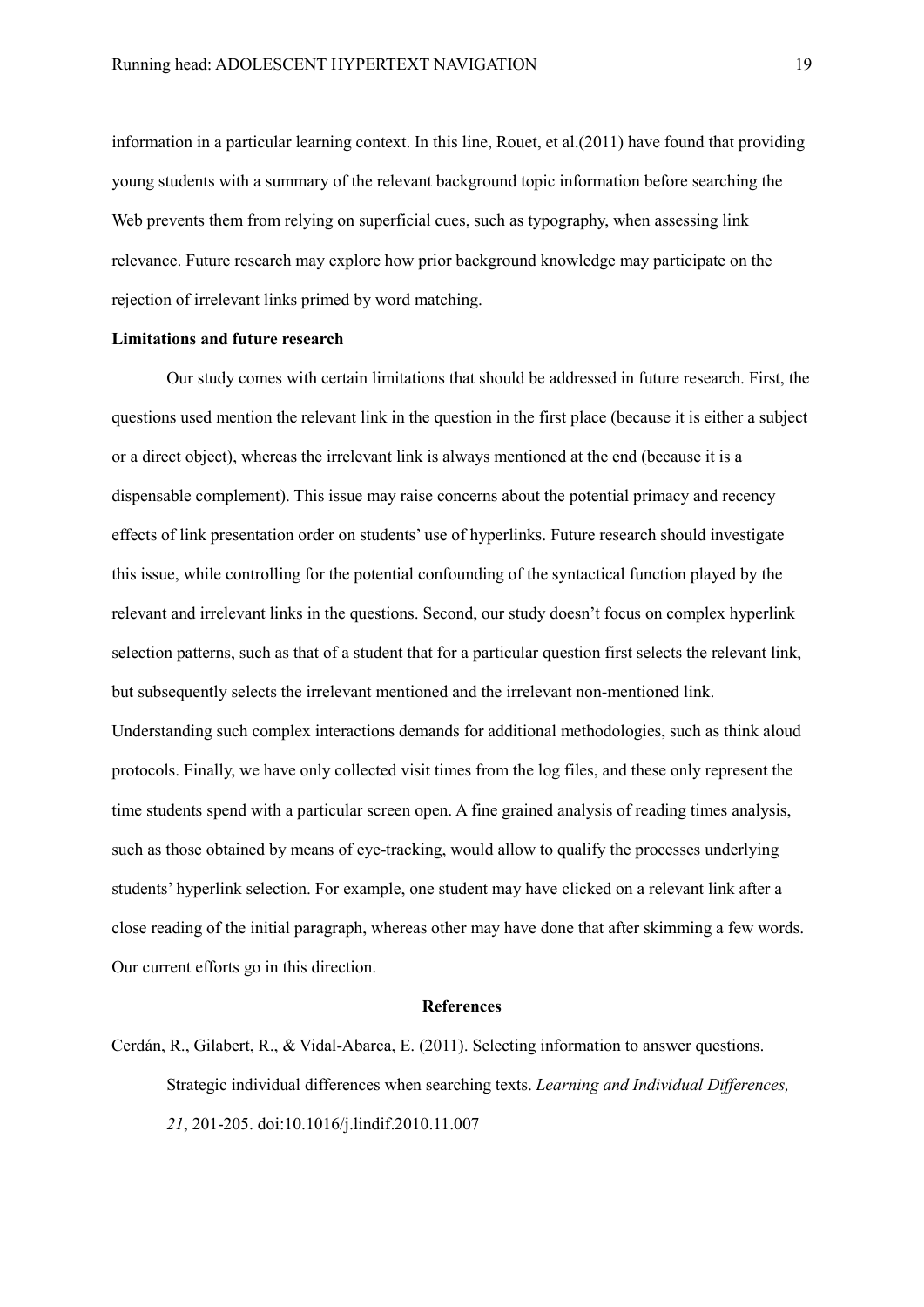information in a particular learning context. In this line, Rouet, et al.(2011) have found that providing young students with a summary of the relevant background topic information before searching the Web prevents them from relying on superficial cues, such as typography, when assessing link relevance. Future research may explore how prior background knowledge may participate on the rejection of irrelevant links primed by word matching.

**Limitations and future research**

Our study comes with certain limitations that should be addressed in future research. First, the questions used mention the relevant link in the question in the first place (because it is either a subject or a direct object), whereas the irrelevant link is always mentioned at the end (because it is a dispensable complement). This issue may raise concerns about the potential primacy and recency effects of link presentation order on students' use of hyperlinks. Future research should investigate this issue, while controlling for the potential confounding of the syntactical function played by the relevant and irrelevant links in the questions. Second, our study doesn't focus on complex hyperlink selection patterns, such as that of a student that for a particular question first selects the relevant link, but subsequently selects the irrelevant mentioned and the irrelevant non-mentioned link. Understanding such complex interactions demands for additional methodologies, such as think aloud protocols. Finally, we have only collected visit times from the log files, and these only represent the time students spend with a particular screen open. A fine grained analysis of reading times analysis, such as those obtained by means of eye-tracking, would allow to qualify the processes underlying students' hyperlink selection. For example, one student may have clicked on a relevant link after a close reading of the initial paragraph, whereas other may have done that after skimming a few words. Our current efforts go in this direction.

## References

Cerdán, R., Gilabert, R., & Vidal-Abarca, E. (2011). Selecting information to answer questions. Strategic individual differences when searching texts. *Learning and Individual Differences, 21*, 201-205. doi:10.1016/j.lindif.2010.11.007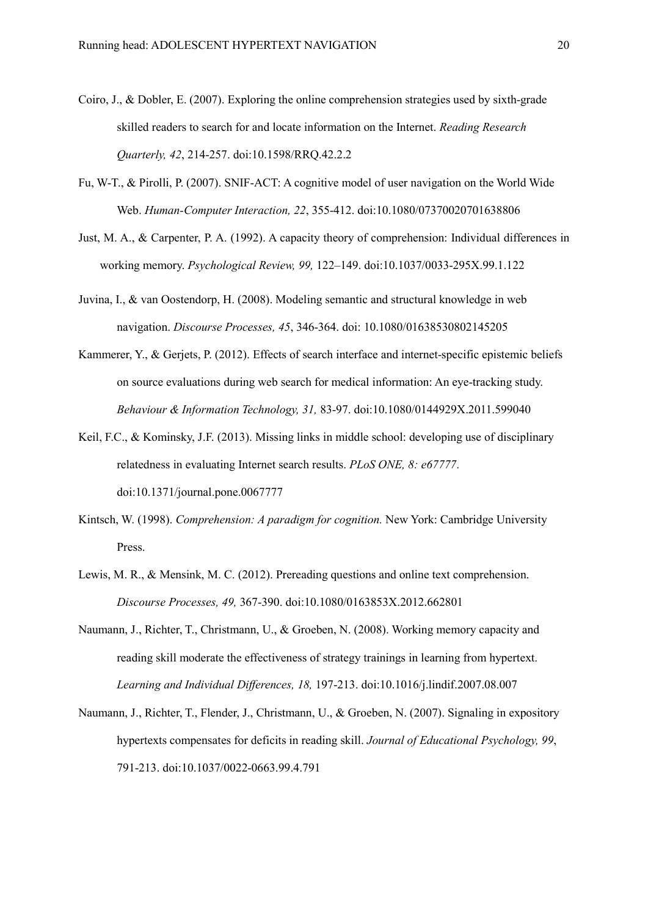Coiro, J., & Dobler, E. (2007). Exploring the online comprehension strategies used by sixth-grade skilled readers to search for and locate information on the Internet. *Reading Research Quarterly, 42*, 214-257. doi:10.1598/RRQ.42.2.2

Fu, W-T., & Pirolli, P. (2007). SNIF-ACT: A cognitive model of user navigation on the World Wide Web. *Human-Computer Interaction, 22*, 355-412. doi:10.1080/07370020701638806

Just, M. A., & Carpenter, P. A. (1992). A capacity theory of comprehension: Individual differences in working memory. *Psychological Review, 99,* 122–149. doi:10.1037/0033-295X.99.1.122

Juvina, I., & van Oostendorp, H. (2008). Modeling semantic and structural knowledge in web navigation. *Discourse Processes, 45*, 346-364. doi: 10.1080/01638530802145205

Kammerer, Y., & Gerjets, P. (2012). Effects of search interface and internet-specific epistemic beliefs on source evaluations during web search for medical information: An eye-tracking study. *Behaviour & Information Technology, 31,* 83-97. doi:10.1080/0144929X.2011.599040

Keil, F.C., & Kominsky, J.F. (2013). Missing links in middle school: developing use of disciplinary relatedness in evaluating Internet search results. *PLoS ONE, 8: e67777*. doi:10.1371/journal.pone.0067777

Kintsch, W. (1998). *Comprehension: A paradigm for cognition.* New York: Cambridge University Press.

Lewis, M. R., & Mensink, M. C. (2012). Prereading questions and online text comprehension. *Discourse Processes, 49,* 367-390. doi:10.1080/0163853X.2012.662801

Naumann, J., Richter, T., Christmann, U., & Groeben, N. (2008). Working memory capacity and reading skill moderate the effectiveness of strategy trainings in learning from hypertext. *Learning and Individual Differences, 18,* 197-213. doi:10.1016/j.lindif.2007.08.007

Naumann, J., Richter, T., Flender, J., Christmann, U., & Groeben, N. (2007). Signaling in expository hypertexts compensates for deficits in reading skill. *Journal of Educational Psychology, 99*, 791-213. doi:10.1037/0022-0663.99.4.791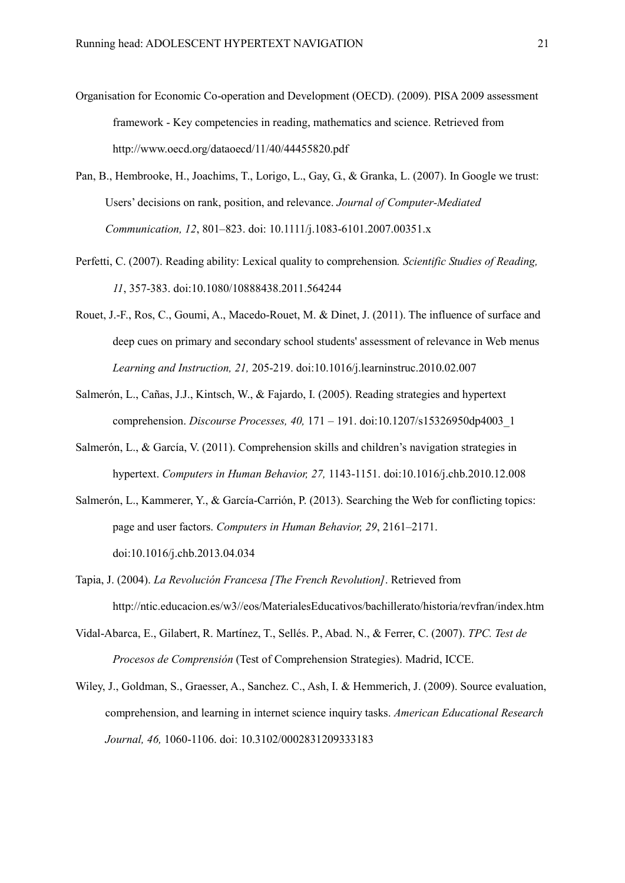Organisation for Economic Co-operation and Development (OECD). (2009). PISA 2009 assessment framework - Key competencies in reading, mathematics and science. Retrieved from http://www.oecd.org/dataoecd/11/40/44455820.pdf

Pan, B., Hembrooke, H., Joachims, T., Lorigo, L., Gay, G., & Granka, L. (2007). In Google we trust: Users' decisions on rank, position, and relevance. *Journal of Computer-Mediated Communication, 12*, 801–823. doi: 10.1111/j.1083-6101.2007.00351.x

Perfetti, C. (2007). Reading ability: Lexical quality to comprehension*. Scientific Studies of Reading, 11*, 357-383. doi:10.1080/10888438.2011.564244

Rouet, J.-F., Ros, C., Goumi, A., Macedo-Rouet, M. & Dinet, J. (2011). The influence of surface and deep cues on primary and secondary school students' assessment of relevance in Web menus *Learning and Instruction, 21,* 205-219. doi:10.1016/j.learninstruc.2010.02.007

Salmerón, L., Cañas, J.J., Kintsch, W., & Fajardo, I. (2005). Reading strategies and hypertext comprehension. *Discourse Processes, 40,* 171 – 191. doi:10.1207/s15326950dp4003_1

Salmerón, L., & García, V. (2011). Comprehension skills and children's navigation strategies in hypertext. *Computers in Human Behavior, 27,* 1143-1151. doi:10.1016/j.chb.2010.12.008

Salmerón, L., Kammerer, Y., & García-Carrión, P. (2013). Searching the Web for conflicting topics: page and user factors. *Computers in Human Behavior, 29*, 2161–2171. doi:10.1016/j.chb.2013.04.034

Tapia, J. (2004). *La Revolución Francesa [The French Revolution]*. Retrieved from http://ntic.educacion.es/w3//eos/MaterialesEducativos/bachillerato/historia/revfran/index.htm

Vidal-Abarca, E., Gilabert, R. Martínez, T., Sellés. P., Abad. N., & Ferrer, C. (2007). *TPC. Test de Procesos de Comprensión* (Test of Comprehension Strategies). Madrid, ICCE.

Wiley, J., Goldman, S., Graesser, A., Sanchez. C., Ash, I. & Hemmerich, J. (2009). Source evaluation, comprehension, and learning in internet science inquiry tasks. *American Educational Research Journal, 46,* 1060-1106. doi: 10.3102/0002831209333183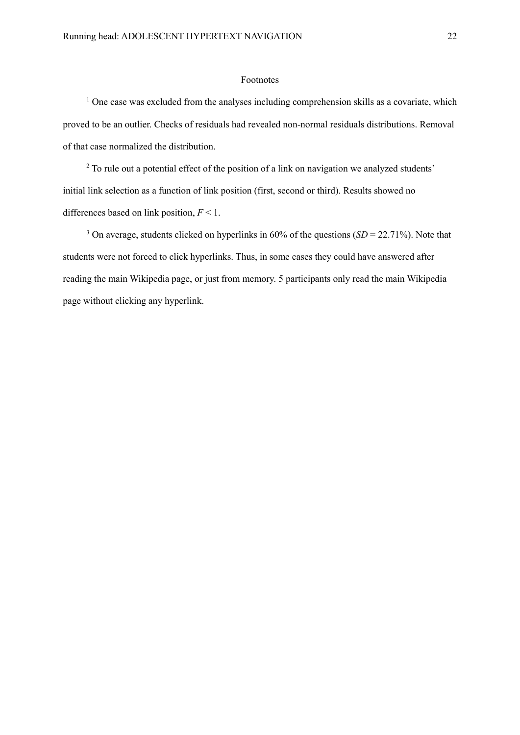# Footnotes

[1] One case was excluded from the analyses including comprehension skills as a covariate, which proved to be an outlier. Checks of residuals had revealed non-normal residuals distributions. Removal of that case normalized the distribution.

[2] To rule out a potential effect of the position of a link on navigation we analyzed students' initial link selection as a function of link position (first, second or third). Results showed no differences based on link position, $F < 1$.

[3] On average, students clicked on hyperlinks in 60% of the questions ($SD$ = 22.71%). Note that students were not forced to click hyperlinks. Thus, in some cases they could have answered after reading the main Wikipedia page, or just from memory. 5 participants only read the main Wikipedia page without clicking any hyperlink.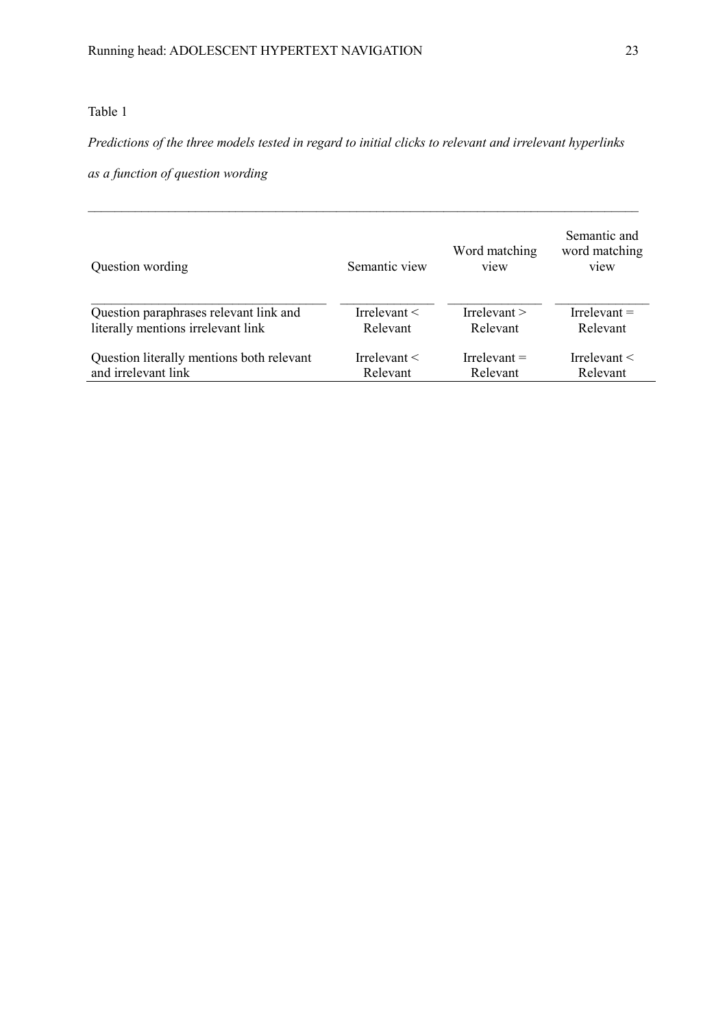Table 1

*Predictions of the three models tested in regard to initial clicks to relevant and irrelevant hyperlinks as a function of question wording*

| Question wording | Semantic view | Word matching view | Semantic and word matching view |
|---|---|---|---|
| Question paraphrases relevant link and literally mentions irrelevant link | Irrelevant < Relevant | Irrelevant > Relevant | Irrelevant = Relevant |
| Question literally mentions both relevant and irrelevant link | Irrelevant < Relevant | Irrelevant = Relevant | Irrelevant < Relevant |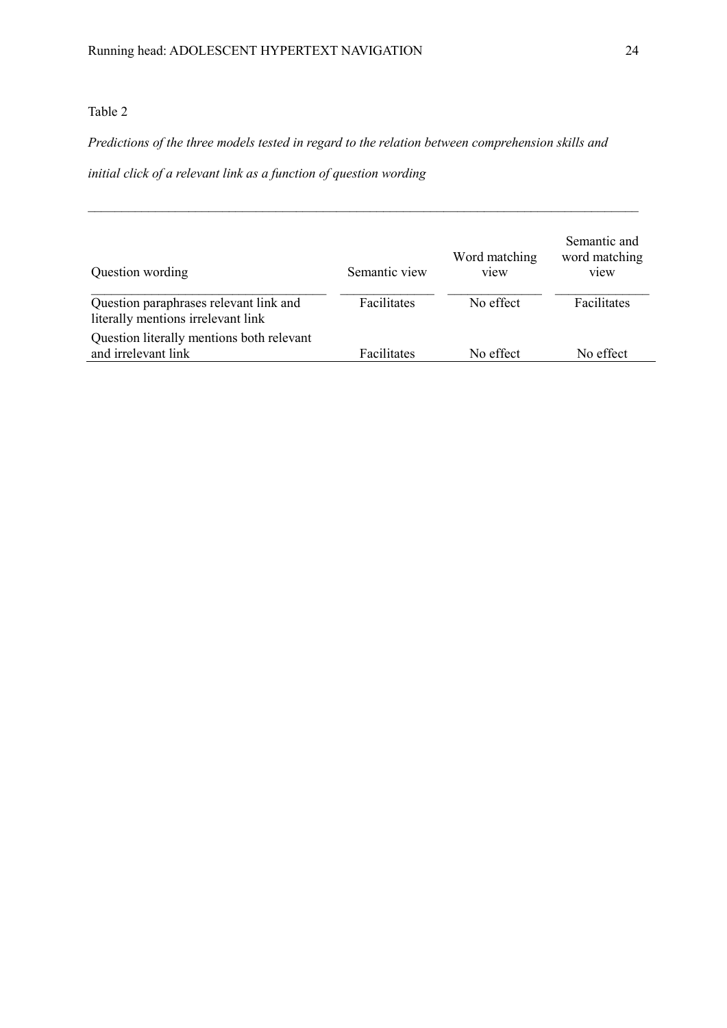Table 2

*Predictions of the three models tested in regard to the relation between comprehension skills and initial click of a relevant link as a function of question wording*

| Question wording | Semantic view | Word matching view | Semantic and word matching view |
|---|---|---|---|
| Question paraphrases relevant link and literally mentions irrelevant link | Facilitates | No effect | Facilitates |
| Question literally mentions both relevant and irrelevant link | Facilitates | No effect | No effect |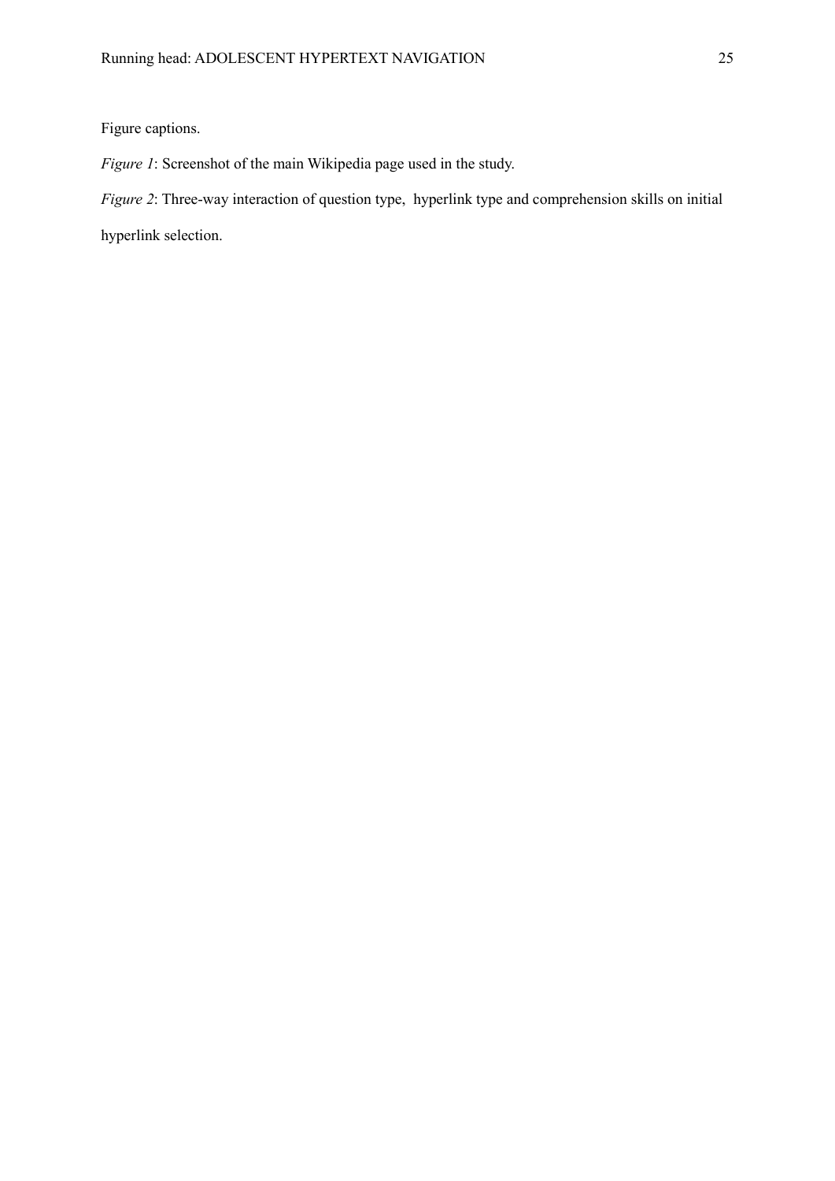Figure captions.

*Figure 1*: Screenshot of the main Wikipedia page used in the study.

*Figure 2*: Three-way interaction of question type, hyperlink type and comprehension skills on initial hyperlink selection.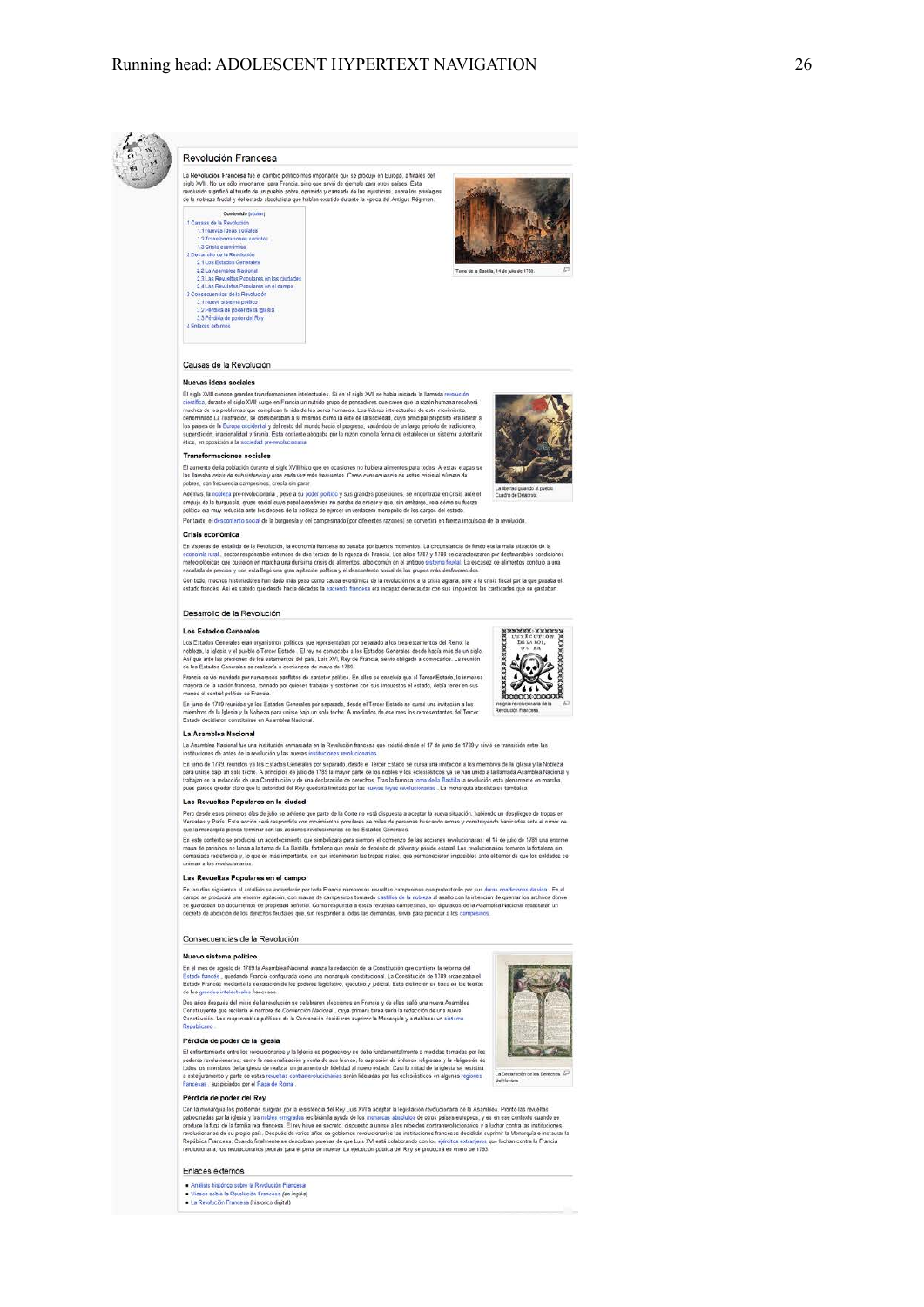# Revolución Francesa

La **Revolución Francesa** fue el cambio político más importante que se produjo en Europa, a finales del siglo XVIII. No fue sólo importante para Francia, sino que sirvió de ejemplo para otros países. Esta revolución significó el triunfo de un pueblo pobre, oprimido y cansado de las injusticias, sobre los privilegios de la nobleza feudal y del estado absolutista que habían existido durante la época del Antiguo Régimen.

**Contenido** [ocultar]

- 1 Causas de la Revolución
  - 1.1 Nuevas ideas sociales
  - 1.2 Transformaciones sociales
  - 1.3 Crisis económica
- 2 Desarrollo de la Revolución
  - 2.1 Los Estados Generales
  - 2.2 La Asamblea Nacional
  - 2.3 Las Revueltas Populares en las ciudades
  - 2.4 Las Revueltas Populares en el campo
- 3 Consecuencias de la Revolución
  - 3.1 Nuevo sistema político
  - 3.2 Pérdida de poder de la Iglesia
  - 3.3 Pérdida de poder del Rey
- 4 Enlaces externos

Toma de la Bastilla, 14 de julio de 1789.

## Causas de la Revolución

### Nuevas ideas sociales

El siglo XVIII conoce grandes transformaciones intelectuales. Si en el siglo XVI se había iniciado la llamada revolución científica, durante el siglo XVIII surge en Francia un nutrido grupo de pensadores que creen que la razón humana resolverá muchos de los problemas que complican la vida de los seres humanos. Los líderes intelectuales de este movimiento, denominado La Ilustración, se consideraban a sí mismos como la élite de la sociedad, cuyo principal propósito era liderar a los países de la Europa occidental y del resto del mundo hacia el progreso, saliéndolo de un largo período de tradiciones, superstición, irracionalidad y tiranía. Esta corriente abogaba por la razón como la forma de establecer un sistema autoritario ético, en oposición a la sociedad pre-revolucionaria.

La libertad guiando al pueblo. Cuadro de Delacroix.

### Transformaciones sociales

El aumento de la población durante el siglo XVIII hizo que en ocasiones no hubiera alimentos para todos. A estas etapas se las llamaba crisis de subsistencia y eran cada vez más frecuentes. Como consecuencia de estas crisis el número de pobres, con frecuencia campesinos, crecía sin parar.

Además, la nobleza pre-revolucionaria, pese a su poder político y sus grandes posesiones, se encontraba en crisis ante el empuje de la burguesía, grupo social cuyo papel económico no paraba de crecer y que, sin embargo, veía cómo su fuerza política era muy reducida ante los deseos de la nobleza de ejercer un verdadero monopolio de los cargos del estado.

Por tanto, el descontento social de la burguesía y del campesinado (por diferentes razones) se convertirá en fuerza impulsora de la revolución.

### Crisis económica

En vísperas del estallido de la Revolución, la economía francesa no pasaba por buenos momentos. La circunstancia de fondo era la mala situación de la economía rural, sector responsable entonces de dos tercios de la riqueza de Francia. Los años 1787 y 1788 se caracterizaron por desfavorables condiciones meteorológicas que pusieron en marcha una durísima crisis de alimentos, algo común en el antiguo sistema feudal. La escasez de alimentos condujo a una escalada de precios y con esta llegó una gran agitación política y el descontento social de los grupos más desfavorecidos.

Con todo, muchos historiadores han dado más peso como causa económica de la revolución no a la crisis agraria, sino a la crisis fiscal por la que pasaba el estado francés. Así es sabido que desde hacía décadas la hacienda francesa era incapaz de recaudar con sus impuestos las cantidades que se gastaban.

## Desarrollo de la Revolución

### Los Estados Generales

Los Estados Generales eran organismos políticos que representaban por separado a los tres estamentos del Reino: la nobleza, la iglesia y el pueblo o Tercer Estado. El rey no convocaba a los Estados Generales desde hacía más de un siglo. Así que ante las presiones de los estamentos del país, Luis XVI, Rey de Francia, se vio obligado a convocarlos. La reunión de los Estados Generales se realizaría a comienzos de mayo de 1789.

Francia se vio inundada por numerosos panfletos de carácter político. En ellos se concluía que al Tercer Estado, la inmensa mayoría de la nación francesa, formado por quienes trabajan y sostienen con sus impuestos al estado, debía tener en sus manos el control político de Francia.

En junio de 1789 reunidos ya los Estados Generales por separado, desde el Tercer Estado se cursa una invitación a los miembros de la Iglesia y la Nobleza para unirse bajo un solo techo. A mediados de ese mes los representantes del Tercer Estado decidieron constituirse en Asamblea Nacional.

Insignia revolucionaria de la Revolución Francesa.

### La Asamblea Nacional

La Asamblea Nacional fue una institución enmarcada en la Revolución francesa que existió desde el 17 de junio de 1789 y sirvió de transición entre las instituciones de antes de la revolución y las nuevas instituciones revolucionarias.

En junio de 1789, reunidos ya los Estados Generales por separado, desde el Tercer Estado se cursa una invitación a los miembros de la Iglesia y la Nobleza para unirse bajo un solo techo. A principios de julio de 1789 la mayor parte de los nobles y los eclesiásticos ya se han unido a la llamada Asamblea Nacional y trabajan en la redacción de una Constitución y de una declaración de derechos. Tras la famosa toma de la Bastilla la revolución está plenamente en marcha, pues parece quedar claro que la autoridad del Rey quedaría limitada por las nuevas leyes revolucionarias. La monarquía absoluta se tambalea.

### Las Revueltas Populares en la ciudad

Pero desde esos primeros días de julio se advierte que parte de la Corte no está dispuesta a aceptar la nueva situación, habiendo un despliegue de tropas en Versalles y París. Esta acción será respondida con movimientos populares de miles de personas buscando armas y construyendo barricadas ante el rumor de que la monarquía piensa terminar con las acciones revolucionarias de los Estados Generales.

En este contexto se producirá un acontecimiento que simbolizará para siempre el comienzo de las acciones revolucionarias: el 14 de julio de 1789 una enorme masa de parisinos se lanza a la toma de La Bastilla, fortaleza que servía de depósito de pólvora y prisión estatal. Los revolucionarios tomaron la fortaleza sin demasiada resistencia y, lo que es más importante, se que intervinieran las tropas reales, que permanecieron impasibles ante el temor de que los soldados se unieran a los revolucionarios.

### Las Revueltas Populares en el campo

En los días siguientes el estallido se extenderán por toda Francia numerosas revueltas campesinas que protestarán por sus duras condiciones de vida. En el campo se producirá una enorme agitación, con masas de campesinos tomando castillos de la nobleza al asalto con la intención de quemar los archivos donde se guardaban los documentos de propiedad señorial. Como respuesta a estas revueltas campesinas, los diputados de la Asamblea Nacional redactarán un decreto de abolición de los derechos feudales que, sin responder a todas las demandas, sirvió para pacificar a los campesinos.

## Consecuencias de la Revolución

### Nuevo sistema político

En el mes de agosto de 1789 la Asamblea Nacional avanza la redacción de la Constitución que contiene la reforma del Estado francés, quedando Francia configurada como una monarquía constitucional. La Constitución de 1789 organizaba el Estado Francés mediante la separación de los poderes legislativo, ejecutivo y judicial. Esta distinción se basa en las teorías de los grandes intelectuales franceses.

Dos años después del inicio de la revolución se celebraron elecciones en Francia y de ellas salió una nueva Asamblea Constituyente que recibirá el nombre de Convención Nacional, cuya primera tarea sería la redacción de una nueva Constitución. Los responsables políticos de la Convención decidieron suprimir la Monarquía y establecer un sistema Republicano.

La Declaración de los Derechos del Hombre.

### Pérdida de poder de la Iglesia

El enfrentamiento entre los revolucionarios y la Iglesia es progresivo y se debe fundamentalmente a medidas tomadas por los poderes revolucionarios, como la nacionalización y venta de sus bienes, la supresión de órdenes religiosas y la obligación de todos los miembros de la iglesia de realizar un juramento de fidelidad al nuevo estado. Casi la mitad de la iglesia se resistirá a este juramento y parte de estas revueltas contra-revolucionarias serán lideradas por los eclesiásticos en algunas regiones francesas, auspiciados por el Papa de Roma.

### Pérdida de poder del Rey

Con la monarquía los problemas surgirán por la resistencia del Rey Luis XVI a aceptar la legislación revolucionaria de la Asamblea. Pronto las revueltas patrocinadas por la iglesia y los nobles emigrados recibirán la ayuda de los monarcas absolutos de otros países europeos, y es en este contexto cuando se produce la fuga de la familia real francesa. El rey huye en secreto, dispuesto a unirse a los rebeldes contrarrevolucionarios y a luchar contra las instituciones revolucionarias de su propio país. Después de varios años de gobiernos revolucionarios las instituciones francesas decidirán suprimir la Monarquía e instaurar la República Francesa. Cuando finalmente se descubran pruebas de que Luis XVI está colaborando con los ejércitos extranjeros que luchan contra la Francia revolucionaria, los revolucionarios pedirán para él pena de muerte. La ejecución pública del Rey se producirá en enero de 1793.

## Enlaces externos

- Análisis histórico sobre la Revolución Francesa
- Vídeos sobre la Revolución Francesa (en inglés)
- La Revolución Francesa (histórico digital)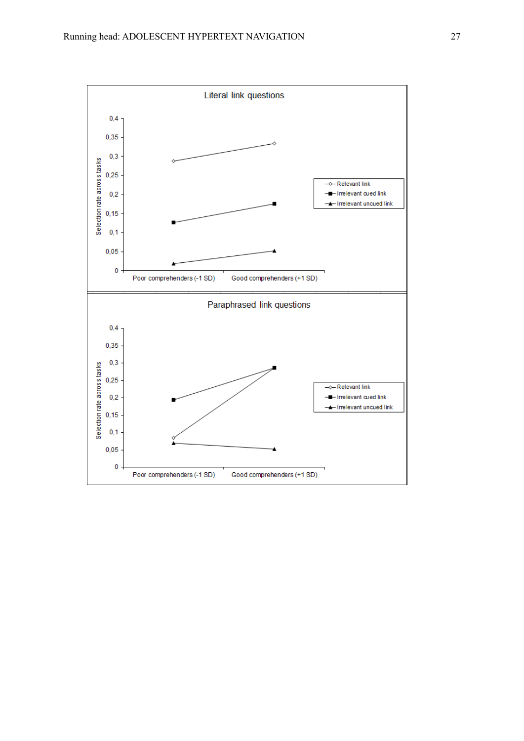Literal link questions

0,4
0,35
0,3
0,25
0,2
0,15
0,1
0,05
0

Selection rate across tasks

Poor comprehenders (-1 SD)
Good comprehenders (+1 SD)

Relevant link
Irrelevant cued link
Irrelevant uncued link

Paraphrased link questions

0,4
0,35
0,3
0,25
0,2
0,15
0,1
0,05
0

Selection rate across tasks

Poor comprehenders (-1 SD)
Good comprehenders (+1 SD)

Relevant link
Irrelevant cued link
Irrelevant uncued link